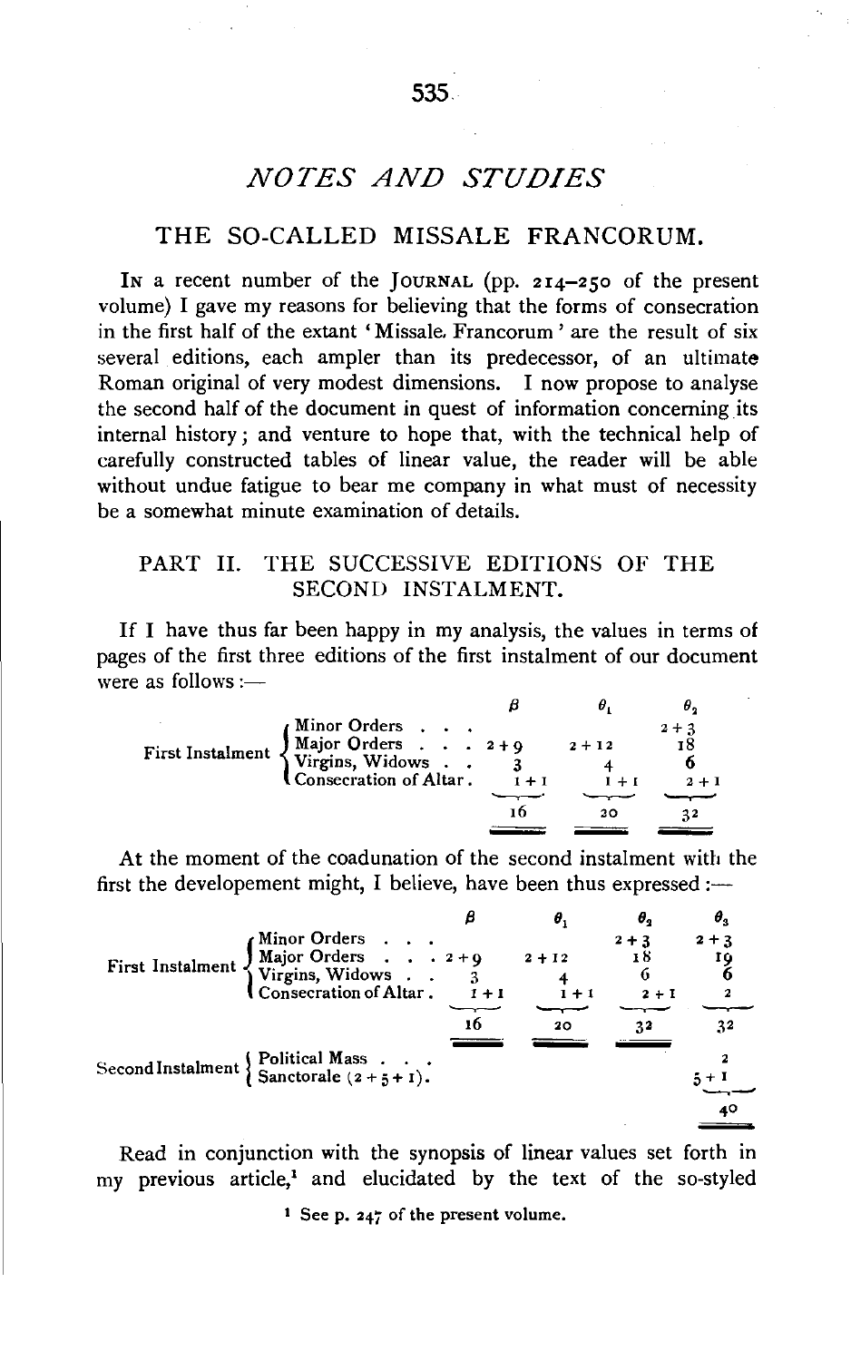## *NOTES AND STUDIES*

### THE SO-CALLED MISSALE FRANCORUM.

IN a recent number of the JOURNAL (pp. 214–250 of the present volume) I gave my reasons for believing that the forms of consecration in the first half of the extant 'Missale Francorum' are the result of six several editions, each ampler than its predecessor, of an ultimate Roman original of very modest dimensions. I now propose to analyse the second half of the document in quest of information concerning its internal history; and venture to hope that, with the technical help of carefully constructed tables of linear value, the reader will be able without undue fatigue to bear me company in what must of necessity be a somewhat minute examination of details.

### PART II. THE SUCCESSIVE EDITIONS OF THE SECOND INSTALMENT.

If I have thus far been happy in my analysis, the values in terms of pages of the first three editions of the first instalment of our document were as follows:—

| | | $\beta$ | $\theta_1$ | $\theta_2$ |
|---|---|---|---|---|
| First Instalment | Minor Orders . . . | | | 2 + 3 |
| | Major Orders . . . | 2 + 9 | 2 + 12 | 18 |
| | Virgins, Widows . . | 3 | 4 | 6 |
| | Consecration of Altar . | 1 + 1 | 1 + 1 | 2 + 1 |
| | | 16 | 20 | 32 |

At the moment of the coadunation of the second instalment with the first the developement might, I believe, have been thus expressed:—

| | | $\beta$ | $\theta_1$ | $\theta_2$ | $\theta_3$ |
|---|---|---|---|---|---|
| First Instalment | Minor Orders . . . | | | 2 + 3 | 2 + 3 |
| | Major Orders . . . | 2 + 9 | 2 + 12 | 18 | 19 |
| | Virgins, Widows . . | 3 | 4 | 6 | 6 |
| | Consecration of Altar . | 1 + 1 | 1 + 1 | 2 + 1 | 2 |
| | | 16 | 20 | 32 | 32 |
| Second Instalment | Political Mass . . . | | | | 2 |
| | Sanctorale (2 + 5 + 1). | | | | 5 + 1 |
| | | | | | 40 |

Read in conjunction with the synopsis of linear values set forth in my previous article,[1] and elucidated by the text of the so-styled

[1] See p. 247 of the present volume.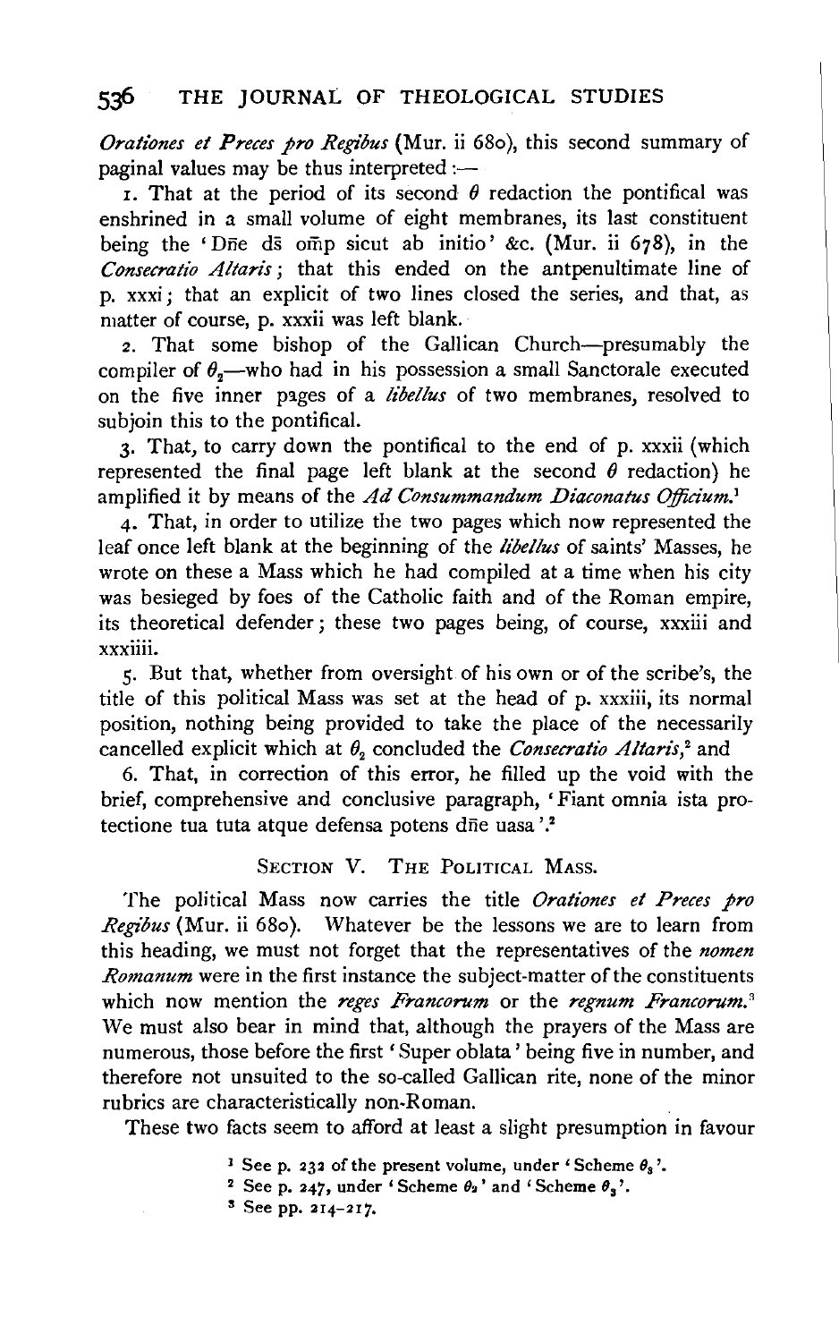*Orationes et Preces pro Regibus* (Mur. ii 680), this second summary of paginal values may be thus interpreted :—

1. That at the period of its second $\theta$ redaction the pontifical was enshrined in a small volume of eight membranes, its last constituent being the 'Dñe ds om̄p sicut ab initio' &c. (Mur. ii 678), in the *Consecratio Altaris*; that this ended on the antpenultimate line of p. xxxi; that an explicit of two lines closed the series, and that, as matter of course, p. xxxii was left blank.

2. That some bishop of the Gallican Church—presumably the compiler of $\theta_2$—who had in his possession a small Sanctorale executed on the five inner pages of a *libellus* of two membranes, resolved to subjoin this to the pontifical.

3. That, to carry down the pontifical to the end of p. xxxii (which represented the final page left blank at the second $\theta$ redaction) he amplified it by means of the *Ad Consummandum Diaconatus Officium*.[1]

4. That, in order to utilize the two pages which now represented the leaf once left blank at the beginning of the *libellus* of saints' Masses, he wrote on these a Mass which he had compiled at a time when his city was besieged by foes of the Catholic faith and of the Roman empire, its theoretical defender; these two pages being, of course, xxxiii and xxxiiii.

5. But that, whether from oversight of his own or of the scribe's, the title of this political Mass was set at the head of p. xxxiii, its normal position, nothing being provided to take the place of the necessarily cancelled explicit which at $\theta_2$ concluded the *Consecratio Altaris*,[2] and

6. That, in correction of this error, he filled up the void with the brief, comprehensive and conclusive paragraph, 'Fiant omnia ista protectione tua tuta atque defensa potens dñe uasa'.[2]

## Section V. The Political Mass.

The political Mass now carries the title *Orationes et Preces pro Regibus* (Mur. ii 680). Whatever be the lessons we are to learn from this heading, we must not forget that the representatives of the *nomen Romanum* were in the first instance the subject-matter of the constituents which now mention the *reges Francorum* or the *regnum Francorum*.[3] We must also bear in mind that, although the prayers of the Mass are numerous, those before the first 'Super oblata' being five in number, and therefore not unsuited to the so-called Gallican rite, none of the minor rubrics are characteristically non-Roman.

These two facts seem to afford at least a slight presumption in favour

[1] See p. 232 of the present volume, under 'Scheme $\theta_3$'.

[2] See p. 247, under 'Scheme $\theta_2$' and 'Scheme $\theta_3$'.

[3] See pp. 214–217.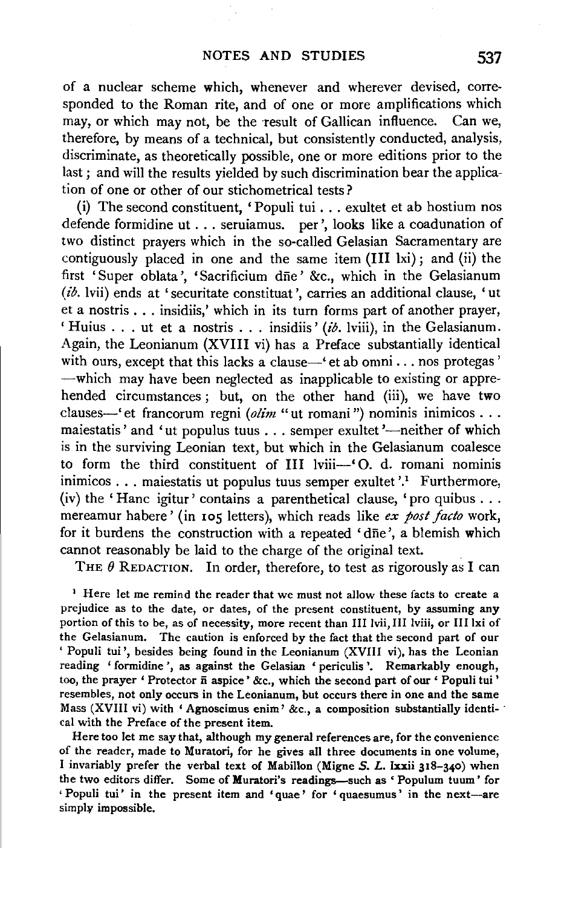of a nuclear scheme which, whenever and wherever devised, corresponded to the Roman rite, and of one or more amplifications which may, or which may not, be the result of Gallican influence. Can we, therefore, by means of a technical, but consistently conducted, analysis, discriminate, as theoretically possible, one or more editions prior to the last; and will the results yielded by such discrimination bear the application of one or other of our stichometrical tests?

(i) The second constituent, 'Populi tui . . . exultet et ab hostium nos defende formidine ut . . . seruiamus. per', looks like a coadunation of two distinct prayers which in the so-called Gelasian Sacramentary are contiguously placed in one and the same item (III lxi); and (ii) the first 'Super oblata', 'Sacrificium dn̄e' &c., which in the Gelasianum (*ib.* lvii) ends at 'securitate constituat', carries an additional clause, 'ut et a nostris . . . insidiis,' which in its turn forms part of another prayer, 'Huius . . . ut et a nostris . . . insidiis' (*ib.* lviii), in the Gelasianum. Again, the Leonianum (XVIII vi) has a Preface substantially identical with ours, except that this lacks a clause—'et ab omni . . . nos protegas'—which may have been neglected as inapplicable to existing or apprehended circumstances; but, on the other hand (iii), we have two clauses—'et francorum regni (*olim* "ut romani") nominis inimicos . . . maiestatis' and 'ut populus tuus . . . semper exultet'—neither of which is in the surviving Leonian text, but which in the Gelasianum coalesce to form the third constituent of III lviii—'O. d. romani nominis inimicos . . . maiestatis ut populus tuus semper exultet'.[1] Furthermore, (iv) the 'Hanc igitur' contains a parenthetical clause, 'pro quibus . . . mereamur habere' (in 105 letters), which reads like *ex post facto* work, for it burdens the construction with a repeated 'dn̄e', a blemish which cannot reasonably be laid to the charge of the original text.

THE $\theta$ REDACTION. In order, therefore, to test as rigorously as I can

[1] Here let me remind the reader that we must not allow these facts to create a prejudice as to the date, or dates, of the present constituent, by assuming any portion of this to be, as of necessity, more recent than III lvii, III lviii, or III lxi of the Gelasianum. The caution is enforced by the fact that the second part of our 'Populi tui', besides being found in the Leonianum (XVIII vi), has the Leonian reading 'formidine', as against the Gelasian 'periculis'. Remarkably enough, too, the prayer 'Protector n̄ aspice' &c., which the second part of our 'Populi tui' resembles, not only occurs in the Leonianum, but occurs there in one and the same Mass (XVIII vi) with 'Agnoscimus enim' &c., a composition substantially identical with the Preface of the present item.

Here too let me say that, although my general references are, for the convenience of the reader, made to Muratori, for he gives all three documents in one volume, I invariably prefer the verbal text of Mabillon (Migne *S. L.* lxxii 318–340) when the two editors differ. Some of Muratori's readings—such as 'Populum tuum' for 'Populi tui' in the present item and 'quae' for 'quaesumus' in the next—are simply impossible.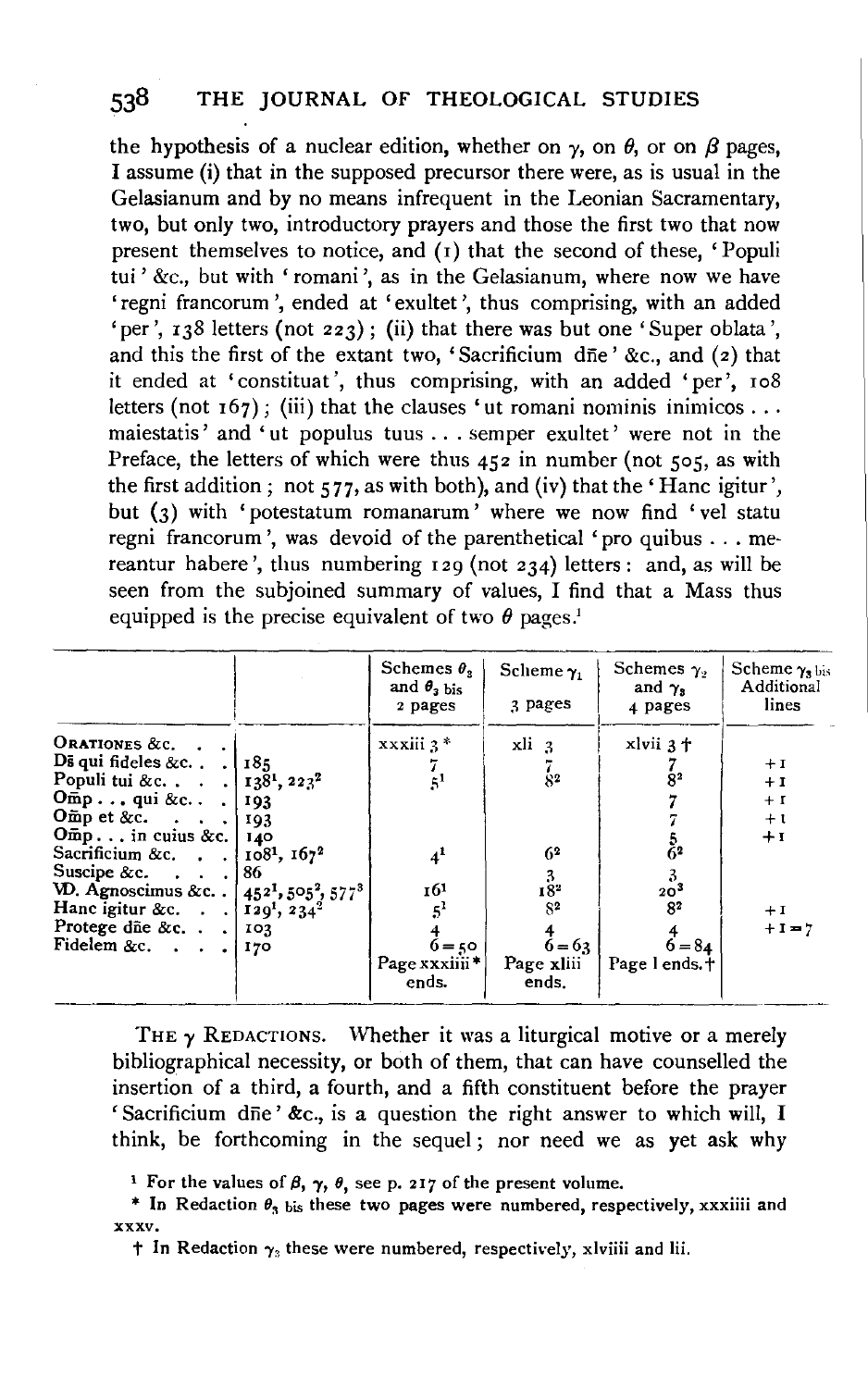the hypothesis of a nuclear edition, whether on $\gamma$, on $\theta$, or on $\beta$ pages, I assume (i) that in the supposed precursor there were, as is usual in the Gelasianum and by no means infrequent in the Leonian Sacramentary, two, but only two, introductory prayers and those the first two that now present themselves to notice, and (1) that the second of these, 'Populi tui' &c., but with 'romani', as in the Gelasianum, where now we have 'regni francorum', ended at 'exultet', thus comprising, with an added 'per', 138 letters (not 223); (ii) that there was but one 'Super oblata', and this the first of the extant two, 'Sacrificium dñe' &c., and (2) that it ended at 'constituat', thus comprising, with an added 'per', 108 letters (not 167); (iii) that the clauses 'ut romani nominis inimicos ... maiestatis' and 'ut populus tuus ... semper exultet' were not in the Preface, the letters of which were thus 452 in number (not 505, as with the first addition; not 577, as with both), and (iv) that the 'Hanc igitur', but (3) with 'potestatum romanarum' where we now find 'vel statu regni francorum', was devoid of the parenthetical 'pro quibus ... mereantur habere', thus numbering 129 (not 234) letters: and, as will be seen from the subjoined summary of values, I find that a Mass thus equipped is the precise equivalent of two $\theta$ pages.[1]

| | | Schemes $\theta_3$ and $\theta_3$ bis 2 pages | Scheme $\gamma_1$ 3 pages | Schemes $\gamma_2$ and $\gamma_3$ 4 pages | Scheme $\gamma_3$ bis Additional lines |
|---|---|---|---|---|---|
| ORATIONES &c. | | xxxiii 3 * | xli 3 | xlvii 3 † | |
| Dš qui fideles &c. | 185 | 7 | 7 | 7 | +1 |
| Populi tui &c. | $138^1$, $223^2$ | $5^1$ | $8^2$ | $8^2$ | +1 |
| Omp ... qui &c. | 193 | | | 7 | +1 |
| Omp et &c. | 193 | | | 7 | +1 |
| Omp ... in cuius &c. | 140 | | | 5 | +1 |
| Sacrificium &c. | $108^1$, $167^2$ | $4^1$ | $6^2$ | $6^2$ | |
| Suscipe &c. | 86 | | 3 | 3 | |
| VD. Agnoscimus &c. | $452^1$, $505^2$, $577^3$ | $16^1$ | $18^2$ | $20^3$ | |
| Hanc igitur &c. | $129^1$, $234^2$ | $5^1$ | $8^2$ | $8^2$ | +1 |
| Protege dñe &c. | 103 | 4 | 4 | 4 | +1 = 7 |
| Fidelem &c. | 170 | 6 = 50 | 6 = 63 | 6 = 84 | |
| | | Page xxxiiii * ends. | Page xliii ends. | Page l ends. † | |

THE $\gamma$ REDACTIONS. Whether it was a liturgical motive or a merely bibliographical necessity, or both of them, that can have counselled the insertion of a third, a fourth, and a fifth constituent before the prayer 'Sacrificium dñe' &c., is a question the right answer to which will, I think, be forthcoming in the sequel; nor need we as yet ask why

[1] For the values of $\beta$, $\gamma$, $\theta$, see p. 217 of the present volume.

\* In Redaction $\theta_3$ bis these two pages were numbered, respectively, xxxiiii and xxxv.

† In Redaction $\gamma_3$ these were numbered, respectively, xlviiii and lii.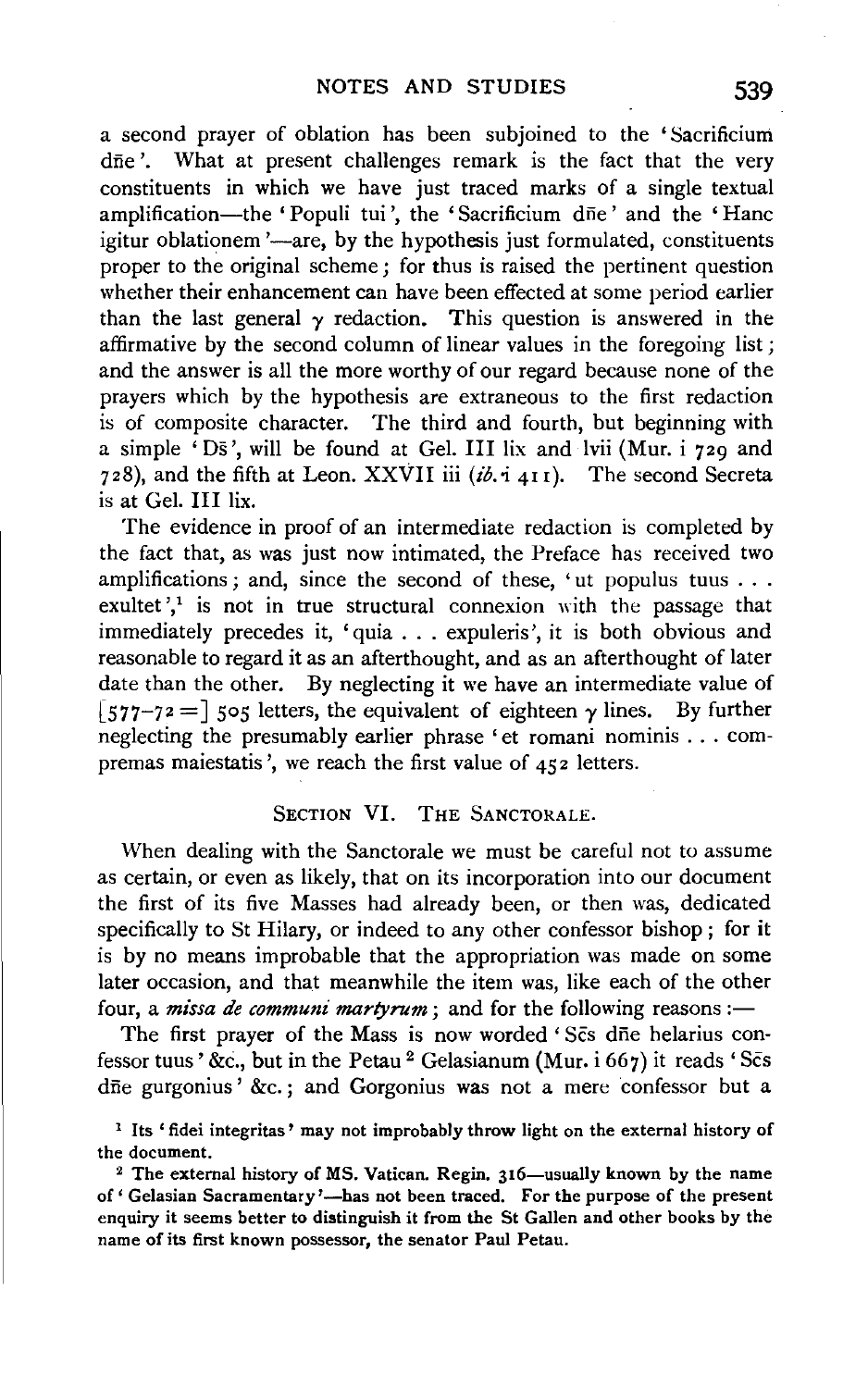a second prayer of oblation has been subjoined to the 'Sacrificium dñe'. What at present challenges remark is the fact that the very constituents in which we have just traced marks of a single textual amplification—the 'Populi tui', the 'Sacrificium dñe' and the 'Hanc igitur oblationem'—are, by the hypothesis just formulated, constituents proper to the original scheme; for thus is raised the pertinent question whether their enhancement can have been effected at some period earlier than the last general $\gamma$ redaction. This question is answered in the affirmative by the second column of linear values in the foregoing list; and the answer is all the more worthy of our regard because none of the prayers which by the hypothesis are extraneous to the first redaction is of composite character. The third and fourth, but beginning with a simple 'Ds̄', will be found at Gel. III lix and lvii (Mur. i 729 and 728), and the fifth at Leon. XXVII iii (*ib.* i 411). The second Secreta is at Gel. III lix.

The evidence in proof of an intermediate redaction is completed by the fact that, as was just now intimated, the Preface has received two amplifications; and, since the second of these, 'ut populus tuus . . . exultet',[1] is not in true structural connexion with the passage that immediately precedes it, 'quia . . . expuleris', it is both obvious and reasonable to regard it as an afterthought, and as an afterthought of later date than the other. By neglecting it we have an intermediate value of [577–72 =] 505 letters, the equivalent of eighteen $\gamma$ lines. By further neglecting the presumably earlier phrase 'et romani nominis . . . compremas maiestatis', we reach the first value of 452 letters.

## SECTION VI. THE SANCTORALE.

When dealing with the Sanctorale we must be careful not to assume as certain, or even as likely, that on its incorporation into our document the first of its five Masses had already been, or then was, dedicated specifically to St Hilary, or indeed to any other confessor bishop; for it is by no means improbable that the appropriation was made on some later occasion, and that meanwhile the item was, like each of the other four, a ***missa de communi martyrum***; and for the following reasons:—

The first prayer of the Mass is now worded 'Sc̄s dñe helarius confessor tuus' &c., but in the Petau[2] Gelasianum (Mur. i 667) it reads 'Sc̄s dñe gurgonius' &c.; and Gorgonius was not a mere confessor but a

[1] Its 'fidei integritas' may not improbably throw light on the external history of the document.

[2] The external history of MS. Vatican. Regin. 316—usually known by the name of 'Gelasian Sacramentary'—has not been traced. For the purpose of the present enquiry it seems better to distinguish it from the St Gallen and other books by the name of its first known possessor, the senator Paul Petau.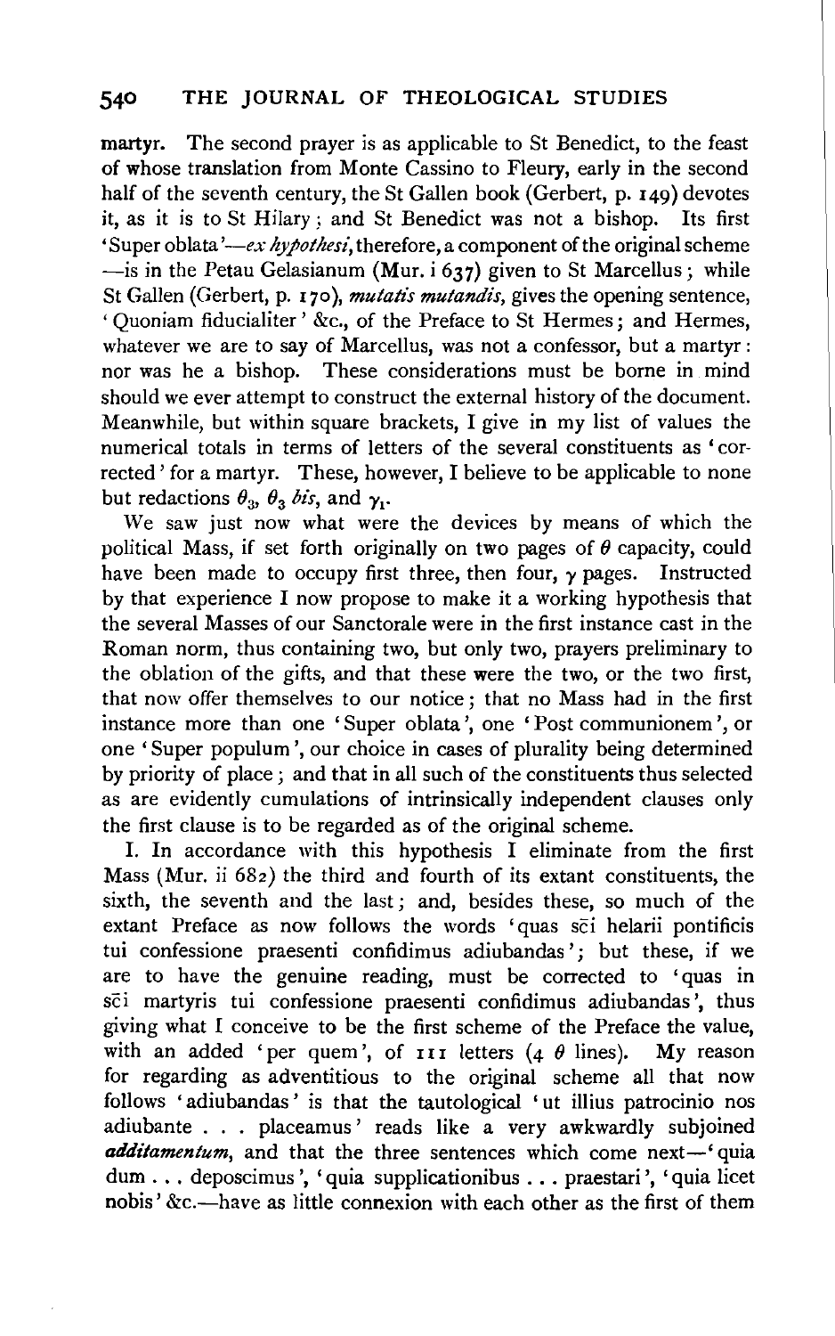martyr. The second prayer is as applicable to St Benedict, to the feast of whose translation from Monte Cassino to Fleury, early in the second half of the seventh century, the St Gallen book (Gerbert, p. 149) devotes it, as it is to St Hilary; and St Benedict was not a bishop. Its first 'Super oblata'—*ex hypothesi*, therefore, a component of the original scheme —is in the Petau Gelasianum (Mur. i 637) given to St Marcellus; while St Gallen (Gerbert, p. 170), *mutatis mutandis*, gives the opening sentence, 'Quoniam fiducialiter' &c., of the Preface to St Hermes; and Hermes, whatever we are to say of Marcellus, was not a confessor, but a martyr: nor was he a bishop. These considerations must be borne in mind should we ever attempt to construct the external history of the document. Meanwhile, but within square brackets, I give in my list of values the numerical totals in terms of letters of the several constituents as 'corrected' for a martyr. These, however, I believe to be applicable to none but redactions $\theta_3$, $\theta_3$ *bis*, and $\gamma_1$.

We saw just now what were the devices by means of which the political Mass, if set forth originally on two pages of $\theta$ capacity, could have been made to occupy first three, then four, $\gamma$ pages. Instructed by that experience I now propose to make it a working hypothesis that the several Masses of our Sanctorale were in the first instance cast in the Roman norm, thus containing two, but only two, prayers preliminary to the oblation of the gifts, and that these were the two, or the two first, that now offer themselves to our notice; that no Mass had in the first instance more than one 'Super oblata', one 'Post communionem', or one 'Super populum', our choice in cases of plurality being determined by priority of place; and that in all such of the constituents thus selected as are evidently cumulations of intrinsically independent clauses only the first clause is to be regarded as of the original scheme.

I. In accordance with this hypothesis I eliminate from the first Mass (Mur. ii 682) the third and fourth of its extant constituents, the sixth, the seventh and the last; and, besides these, so much of the extant Preface as now follows the words 'quas sc̄i helarii pontificis tui confessione praesenti confidimus adiubandas'; but these, if we are to have the genuine reading, must be corrected to 'quas in sc̄i martyris tui confessione praesenti confidimus adiubandas', thus giving what I conceive to be the first scheme of the Preface the value, with an added 'per quem', of 111 letters (4 $\theta$ lines). My reason for regarding as adventitious to the original scheme all that now follows 'adiubandas' is that the tautological 'ut illius patrocinio nos adiubante . . . placeamus' reads like a very awkwardly subjoined ***additamentum***, and that the three sentences which come next—'quia dum . . . deposcimus', 'quia supplicationibus . . . praestari', 'quia licet nobis' &c.—have as little connexion with each other as the first of them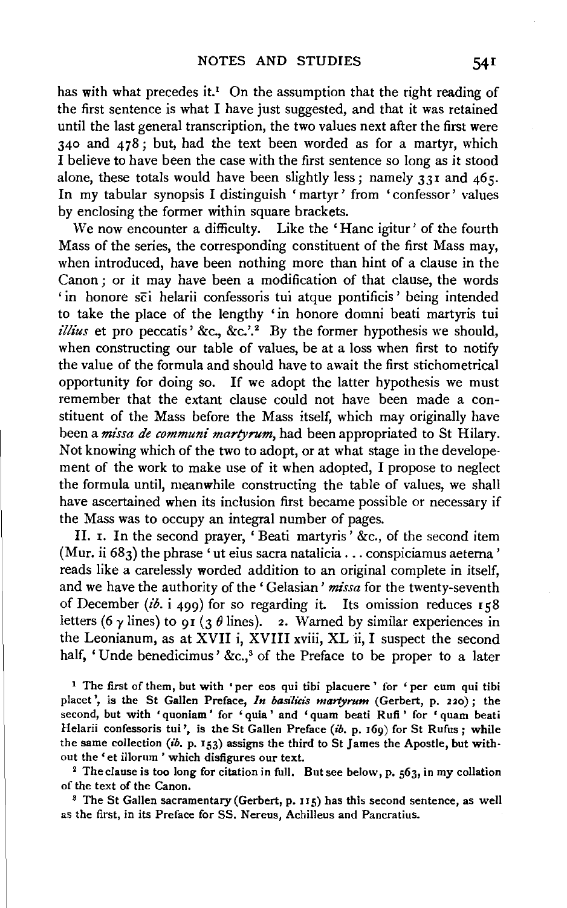has with what precedes it.[1] On the assumption that the right reading of the first sentence is what I have just suggested, and that it was retained until the last general transcription, the two values next after the first were 340 and 478; but, had the text been worded as for a martyr, which I believe to have been the case with the first sentence so long as it stood alone, these totals would have been slightly less; namely 331 and 465. In my tabular synopsis I distinguish 'martyr' from 'confessor' values by enclosing the former within square brackets.

We now encounter a difficulty. Like the 'Hanc igitur' of the fourth Mass of the series, the corresponding constituent of the first Mass may, when introduced, have been nothing more than hint of a clause in the Canon; or it may have been a modification of that clause, the words 'in honore sc̄i helarii confessoris tui atque pontificis' being intended to take the place of the lengthy 'in honore domni beati martyris tui *illius* et pro peccatis' &c., &c.'.[2] By the former hypothesis we should, when constructing our table of values, be at a loss when first to notify the value of the formula and should have to await the first stichometrical opportunity for doing so. If we adopt the latter hypothesis we must remember that the extant clause could not have been made a constituent of the Mass before the Mass itself, which may originally have been a *missa de communi martyrum*, had been appropriated to St Hilary. Not knowing which of the two to adopt, or at what stage in the developement of the work to make use of it when adopted, I propose to neglect the formula until, meanwhile constructing the table of values, we shall have ascertained when its inclusion first became possible or necessary if the Mass was to occupy an integral number of pages.

II. 1. In the second prayer, 'Beati martyris' &c., of the second item (Mur. ii 683) the phrase 'ut eius sacra natalicia . . . conspiciamus aeterna' reads like a carelessly worded addition to an original complete in itself, and we have the authority of the 'Gelasian' *missa* for the twenty-seventh of December (*ib.* i 499) for so regarding it. Its omission reduces 158 letters (6 $\gamma$ lines) to 91 (3 $\theta$ lines). 2. Warned by similar experiences in the Leonianum, as at XVII i, XVIII xviii, XL ii, I suspect the second half, 'Unde benedicimus' &c.,[3] of the Preface to be proper to a later

[1] The first of them, but with 'per eos qui tibi placuere' for 'per eum qui tibi placet', is the St Gallen Preface, *In basilicis martyrum* (Gerbert, p. 220); the second, but with 'quoniam' for 'quia' and 'quam beati Rufi' for 'quam beati Helarii confessoris tui', is the St Gallen Preface (*ib.* p. 169) for St Rufus; while the same collection (*ib.* p. 153) assigns the third to St James the Apostle, but without the 'et illorum' which disfigures our text.

[2] The clause is too long for citation in full. But see below, p. 563, in my collation of the text of the Canon.

[3] The St Gallen sacramentary (Gerbert, p. 115) has this second sentence, as well as the first, in its Preface for SS. Nereus, Achilleus and Pancratius.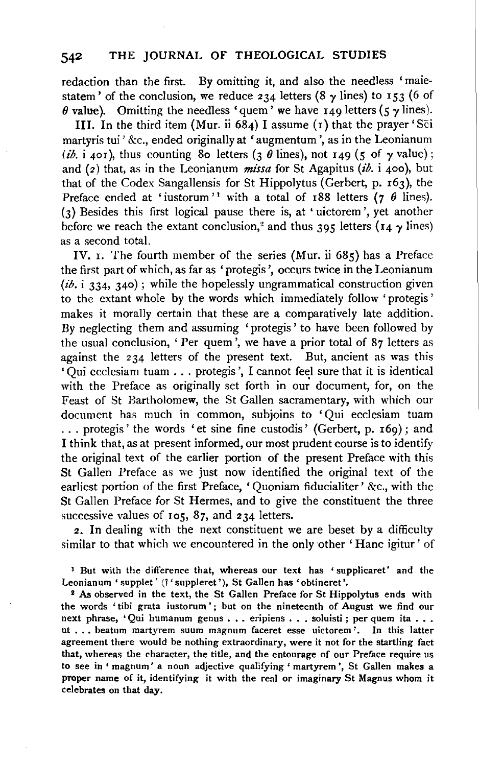redaction than the first. By omitting it, and also the needless 'maiestatem' of the conclusion, we reduce 234 letters (8 $\gamma$ lines) to 153 (6 of $\theta$ value). Omitting the needless 'quem' we have 149 letters (5 $\gamma$ lines).

III. In the third item (Mur. ii 684) I assume (1) that the prayer 'Sc̄i martyris tui' &c., ended originally at 'augmentum', as in the Leonianum (*ib.* i 401), thus counting 80 letters (3 $\theta$ lines), not 149 (5 of $\gamma$ value); and (2) that, as in the Leonianum *missa* for St Agapitus (*ib.* i 400), but that of the Codex Sangallensis for St Hippolytus (Gerbert, p. 163), the Preface ended at 'iustorum'[1] with a total of 188 letters (7 $\theta$ lines). (3) Besides this first logical pause there is, at 'uictorem', yet another before we reach the extant conclusion,[2] and thus 395 letters (14 $\gamma$ lines) as a second total.

IV. 1. The fourth member of the series (Mur. ii 685) has a Preface the first part of which, as far as 'protegis', occurs twice in the Leonianum (*ib.* i 334, 340); while the hopelessly ungrammatical construction given to the extant whole by the words which immediately follow 'protegis' makes it morally certain that these are a comparatively late addition. By neglecting them and assuming 'protegis' to have been followed by the usual conclusion, 'Per quem', we have a prior total of 87 letters as against the 234 letters of the present text. But, ancient as was this 'Qui ecclesiam tuam . . . protegis', I cannot feel sure that it is identical with the Preface as originally set forth in our document, for, on the Feast of St Bartholomew, the St Gallen sacramentary, with which our document has much in common, subjoins to 'Qui ecclesiam tuam . . . protegis' the words 'et sine fine custodis' (Gerbert, p. 169); and I think that, as at present informed, our most prudent course is to identify the original text of the earlier portion of the present Preface with this St Gallen Preface as we just now identified the original text of the earliest portion of the first Preface, 'Quoniam fiducialiter' &c., with the St Gallen Preface for St Hermes, and to give the constituent the three successive values of 105, 87, and 234 letters.

2. In dealing with the next constituent we are beset by a difficulty similar to that which we encountered in the only other 'Hanc igitur' of

[1] But with the difference that, whereas our text has 'supplicaret' and the Leonianum 'supplet' (? 'suppleret'), St Gallen has 'obtineret'.

[2] As observed in the text, the St Gallen Preface for St Hippolytus ends with the words 'tibi grata iustorum'; but on the nineteenth of August we find our next phrase, 'Qui humanum genus . . . eripiens . . . soluisti; per quem ita . . . ut . . . beatum martyrem suum magnum faceret esse uictorem'. In this latter agreement there would be nothing extraordinary, were it not for the startling fact that, whereas the character, the title, and the entourage of our Preface require us to see in 'magnum' a noun adjective qualifying 'martyrem', St Gallen makes a proper name of it, identifying it with the real or imaginary St Magnus whom it celebrates on that day.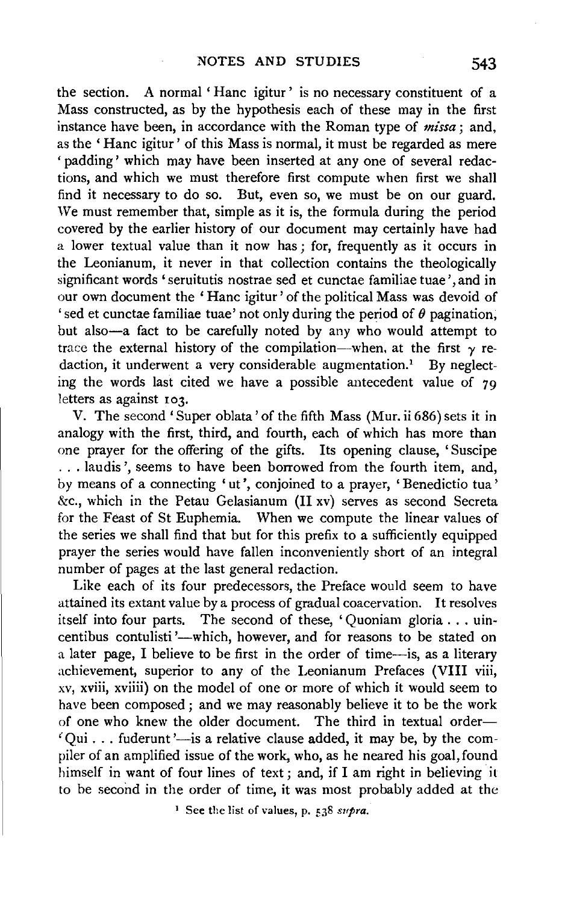the section. A normal 'Hanc igitur' is no necessary constituent of a Mass constructed, as by the hypothesis each of these may in the first instance have been, in accordance with the Roman type of *missa*; and, as the 'Hanc igitur' of this Mass is normal, it must be regarded as mere 'padding' which may have been inserted at any one of several redactions, and which we must therefore first compute when first we shall find it necessary to do so. But, even so, we must be on our guard. We must remember that, simple as it is, the formula during the period covered by the earlier history of our document may certainly have had a lower textual value than it now has; for, frequently as it occurs in the Leonianum, it never in that collection contains the theologically significant words 'seruitutis nostrae sed et cunctae familiae tuae', and in our own document the 'Hanc igitur' of the political Mass was devoid of 'sed et cunctae familiae tuae' not only during the period of $\theta$ pagination, but also—a fact to be carefully noted by any who would attempt to trace the external history of the compilation—when, at the first $\gamma$ redaction, it underwent a very considerable augmentation.[1] By neglecting the words last cited we have a possible antecedent value of 79 letters as against 103.

V. The second 'Super oblata' of the fifth Mass (Mur. ii 686) sets it in analogy with the first, third, and fourth, each of which has more than one prayer for the offering of the gifts. Its opening clause, 'Suscipe . . . laudis', seems to have been borrowed from the fourth item, and, by means of a connecting 'ut', conjoined to a prayer, 'Benedictio tua' &c., which in the Petau Gelasianum (II xv) serves as second Secreta for the Feast of St Euphemia. When we compute the linear values of the series we shall find that but for this prefix to a sufficiently equipped prayer the series would have fallen inconveniently short of an integral number of pages at the last general redaction.

Like each of its four predecessors, the Preface would seem to have attained its extant value by a process of gradual coacervation. It resolves itself into four parts. The second of these, 'Quoniam gloria . . . uincentibus contulisti'—which, however, and for reasons to be stated on a later page, I believe to be first in the order of time—is, as a literary achievement, superior to any of the Leonianum Prefaces (VIII viii, xv, xviii, xviiii) on the model of one or more of which it would seem to have been composed; and we may reasonably believe it to be the work of one who knew the older document. The third in textual order—'Qui . . . fuderunt'—is a relative clause added, it may be, by the compiler of an amplified issue of the work, who, as he neared his goal, found himself in want of four lines of text; and, if I am right in believing it to be second in the order of time, it was most probably added at the

[1] See the list of values, p. 538 *supra*.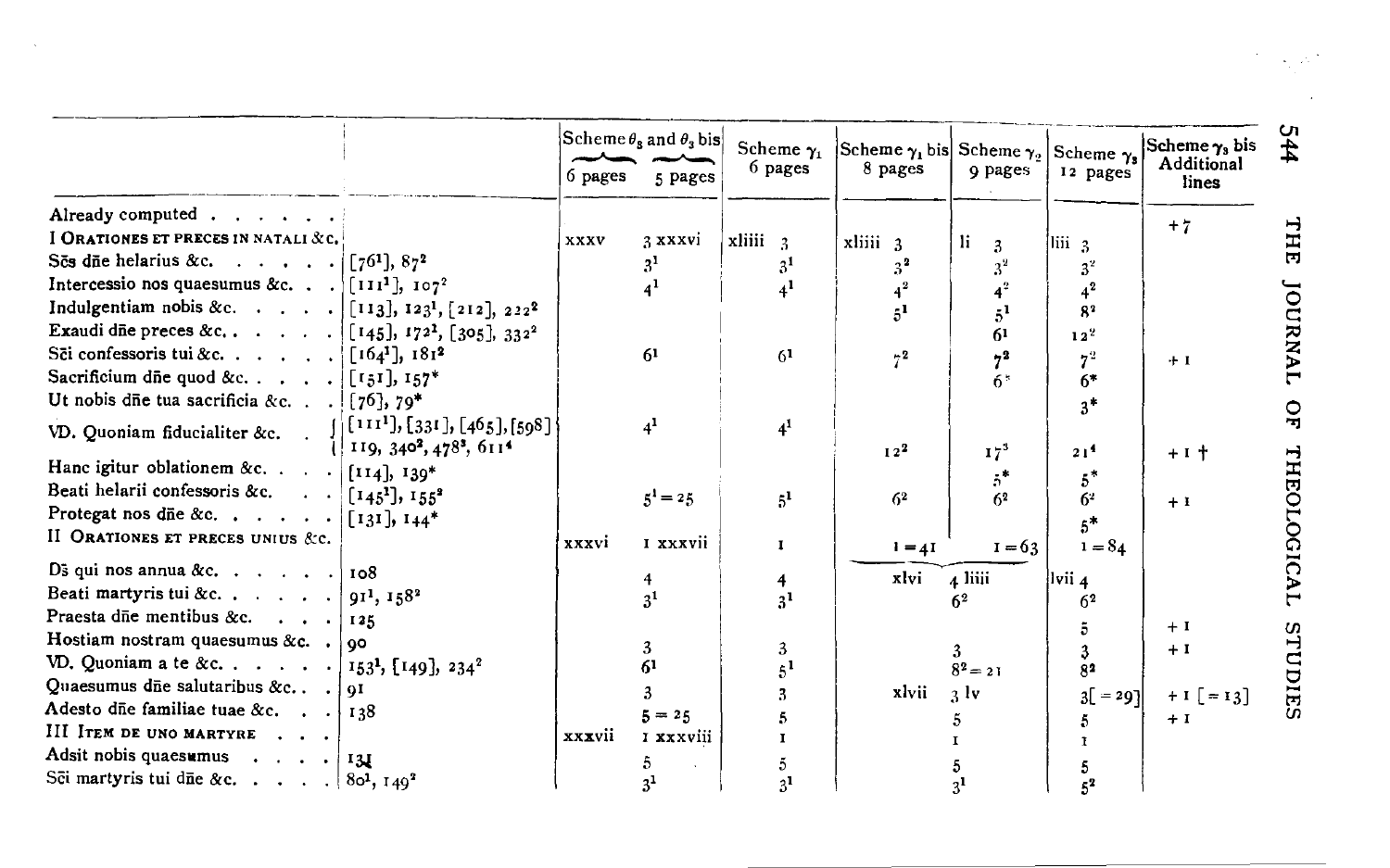| | | Scheme $\theta_3$ and $\theta_3$ bis 6 pages | 5 pages | Scheme $\gamma_1$ 6 pages | Scheme $\gamma_1$ bis 8 pages | Scheme $\gamma_2$ 9 pages | Scheme $\gamma_3$ 12 pages | Scheme $\gamma_3$ bis Additional lines |
|---|---|---|---|---|---|---|---|---|
| Already computed . . . . . . | | | | | | | | +7 |
| I ORATIONES ET PRECES IN NATALI &c. | | xxxv | 3 xxxvi | xliiii 3 | xliiii 3 | li 3 | liii 3 | |
| Sōs dñe helarius &c. . . . . . | [$76^1$], $87^2$ | | $3^1$ | $3^1$ | $3^2$ | $3^2$ | $3^2$ | |
| Intercessio nos quaesumus &c. . . | [$111^1$], $107^2$ | | $4^1$ | $4^1$ | $4^2$ | $4^2$ | $4^2$ | |
| Indulgentiam nobis &c. . . . . | [113], $123^1$, [212], $222^2$ | | | | $5^1$ | $5^1$ | $8^2$ | |
| Exaudi dñe preces &c. . . . . . | [145], $172^2$, [305], $332^2$ | | | | | $6^1$ | $12^2$ | |
| Sc̄i confessoris tui &c. . . . . . | [$164^1$], $181^2$ | | $6^1$ | $6^1$ | $7^2$ | $7^2$ | $7^2$ | +1 |
| Sacrificium dñe quod &c. . . . . | [151], $157^*$ | | | | | $6^*$ | $6^*$ | |
| Ut nobis dñe tua sacrificia &c. . . | [76], $79^*$ | | | | | | $3^*$ | |
| VD. Quoniam fiducialiter &c. . | [$111^1$], [331], [465], [598] 119, $340^2$, $478^3$, $611^4$ | | $4^1$ | $4^1$ | $12^2$ | $17^3$ | $21^4$ | +1 † |
| Hanc igitur oblationem &c. . . . | [114], $139^*$ | | | | | $5^*$ | $5^*$ | |
| Beati helarii confessoris &c. . . | [$145^1$], $155^2$ | | $5^1 = 25$ | $5^1$ | $6^2$ | $6^2$ | $6^2$ | +1 |
| Protegat nos dñe &c. . . . . . | [131], $144^*$ | | | | | | $5^*$ | |
| II ORATIONES ET PRECES UNIUS &c. | | xxxvi | 1 xxxvii | 1 | 1 = 41 | 1 = 63 | 1 = 84 | |
| Ds̄ qui nos annua &c. . . . . . | 108 | | 4 | 4 | xlvi | 4 liiii | lvii 4 | |
| Beati martyris tui &c. . . . . . | $91^1$, $158^2$ | | $3^1$ | $3^1$ | | $6^2$ | $6^2$ | |
| Praesta dñe mentibus &c. . . . | 125 | | | | | | 5 | +1 |
| Hostiam nostram quaesumus &c. . | 90 | | 3 | 3 | | 3 | 3 | +1 |
| VD. Quoniam a te &c. . . . . . | $153^1$, [149], $234^2$ | | $6^1$ | $5^1$ | | $8^2 = 21$ | $8^2$ | |
| Quaesumus dñe salutaribus &c. . . | 91 | | 3 | 3 | xlvii | 3 lv | 3[= 29] | +1 [= 13] |
| Adesto dñe familiae tuae &c. . . | 138 | | 5 = 25 | 5 | | 5 | 5 | +1 |
| III ITEM DE UNO MARTYRE . . . | | xxxvii | 1 xxxviii | 1 | | 1 | 1 | |
| Adsit nobis quaesumus . . . . | 131 | | 5 | 5 | | 5 | 5 | |
| Sc̄i martyris tui dñe &c. . . . . | $80^1$, $149^2$ | | $3^1$ | $3^1$ | | $3^1$ | $5^2$ | |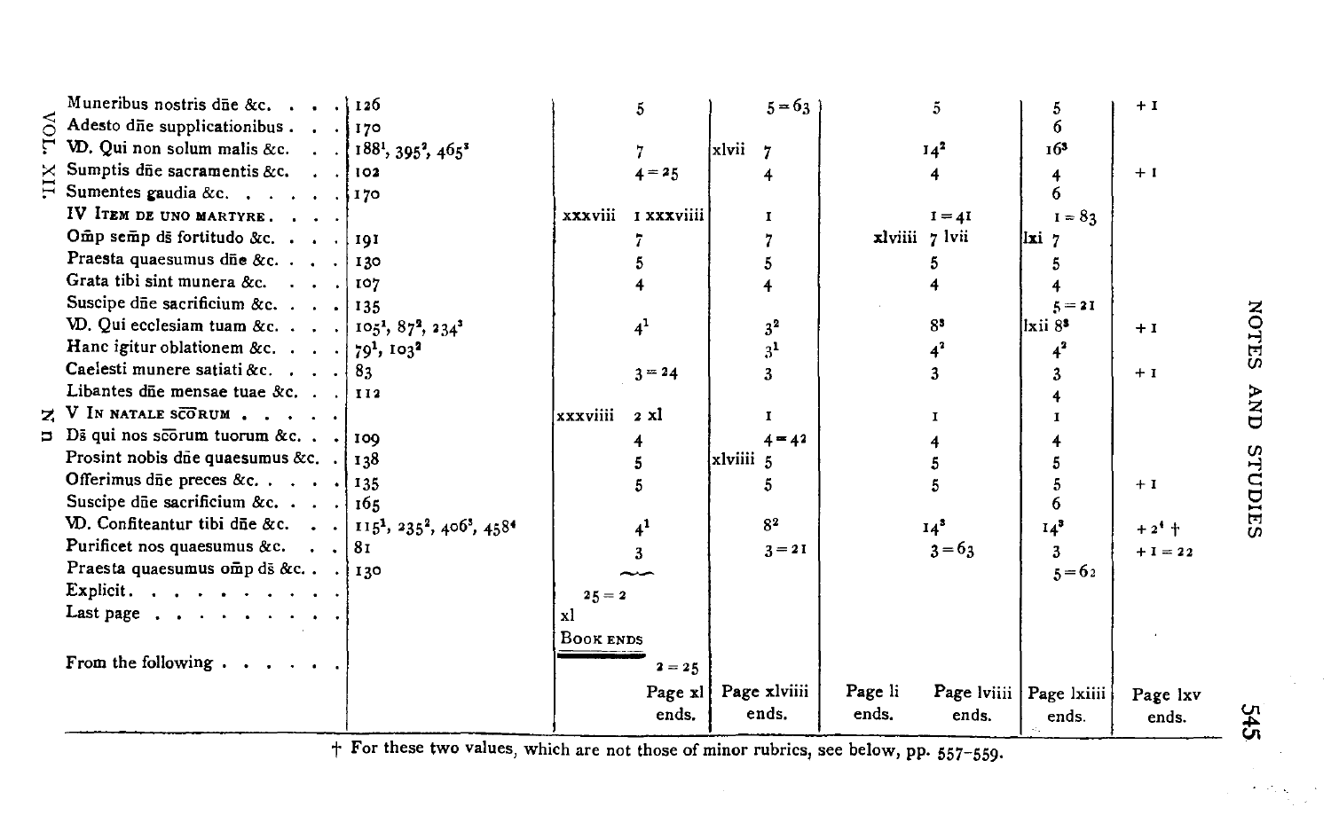| | | | | | | | |
|---|---|---|---|---|---|---|---|
| Muneribus nostris dñe &c. | 126 | 5 | 5 = 63 | | 5 | 5 | + 1 |
| Adesto dñe supplicationibus | 170 | | | | | 6 | |
| VD. Qui non solum malis &c. | 188$^1$, 395$^2$, 465$^3$ | 7 | xlvii 7 | | 14$^2$ | 16$^3$ | |
| Sumptis dñe sacramentis &c. | 102 | 4 = 25 | 4 | | 4 | 4 | + 1 |
| Sumentes gaudia &c. | 170 | | | | | 6 | |
| IV ITEM DE UNO MARTYRE | | xxxviii 1 xxxviiii | 1 | | 1 = 41 | 1 = 83 | |
| Om̄p sem̄p ds̄ fortitudo &c. | 191 | 7 | 7 | xlviiii | 7 lvii | lxi 7 | |
| Praesta quaesumus dñe &c. | 130 | 5 | 5 | | 5 | 5 | |
| Grata tibi sint munera &c. | 107 | 4 | 4 | | 4 | 4 | |
| Suscipe dñe sacrificium &c. | 135 | | | | | 5 = 21 | |
| VD. Qui ecclesiam tuam &c. | 105$^1$, 87$^2$, 234$^3$ | 4$^1$ | 3$^2$ | | 8$^3$ | lxii 8$^3$ | + 1 |
| Hanc igitur oblationem &c. | 79$^1$, 103$^2$ | | 3$^1$ | | 4$^2$ | 4$^2$ | |
| Caelesti munere satiati &c. | 83 | 3 = 24 | 3 | | 3 | 3 | + 1 |
| Libantes dñe mensae tuae &c. | 112 | | | | | 4 | |
| V IN NATALE SCŌRUM | | xxxviiii 2 xl | 1 | | 1 | 1 | |
| Ds̄ qui nos scōrum tuorum &c. | 109 | 4 | 4 = 42 | | 4 | 4 | |
| Prosint nobis dñe quaesumus &c. | 138 | 5 | xlviiii 5 | | 5 | 5 | |
| Offerimus dñe preces &c. | 135 | 5 | 5 | | 5 | 5 | + 1 |
| Suscipe dñe sacrificium &c. | 165 | | | | | 6 | |
| VD. Confiteantur tibi dñe &c. | 115$^1$, 235$^2$, 406$^3$, 458$^4$ | 4$^1$ | 8$^2$ | | 14$^3$ | 14$^3$ | + 2$^4$ † |
| Purificet nos quaesumus &c. | 81 | 3 | 3 = 21 | | 3 = 63 | 3 | + 1 = 22 |
| Praesta quaesumus om̄p ds̄ &c. | 130 | ~ | | | | 5 = 62 | |
| Explicit | | 25 = 2 | | | | | |
| Last page | | xl | | | | | |
| | | BOOK ENDS | | | | | |
| From the following | | 2 = 25 | | | | | |
| | | Page xl ends. | Page xlviiii ends. | Page li ends. | Page lviii ends. | Page lxiii ends. | Page lxv ends. |

† For these two values, which are not those of minor rubrics, see below, pp. 557–559.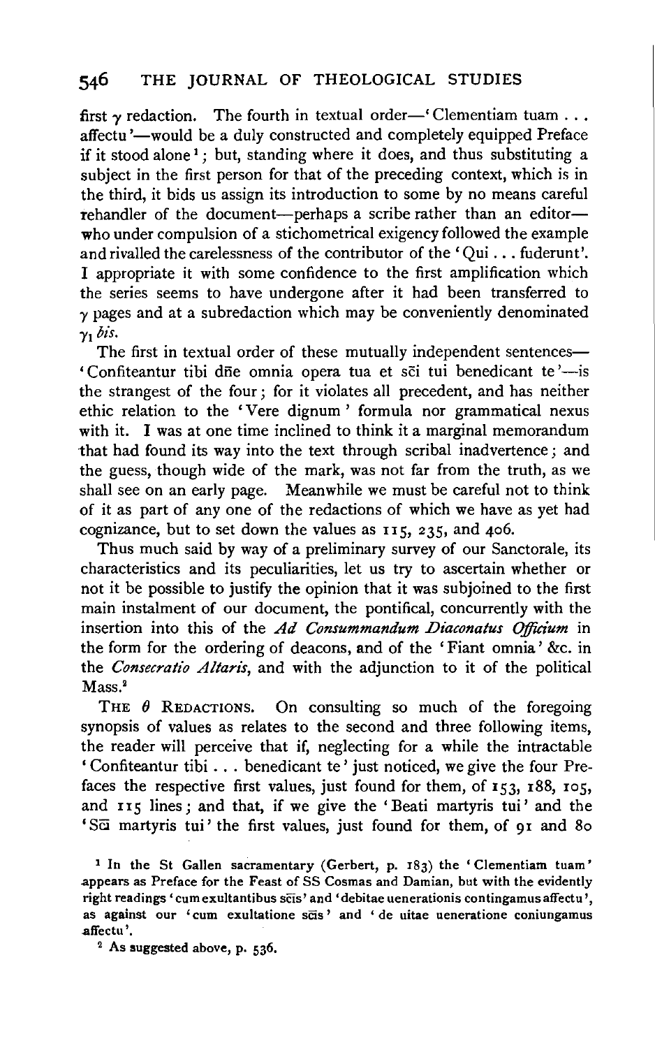first $\gamma$ redaction. The fourth in textual order—'Clementiam tuam . . . affectu'—would be a duly constructed and completely equipped Preface if it stood alone [1]; but, standing where it does, and thus substituting a subject in the first person for that of the preceding context, which is in the third, it bids us assign its introduction to some by no means careful rehandler of the document—perhaps a scribe rather than an editor—who under compulsion of a stichometrical exigency followed the example and rivalled the carelessness of the contributor of the 'Qui . . . fuderunt'. I appropriate it with some confidence to the first amplification which the series seems to have undergone after it had been transferred to $\gamma$ pages and at a subredaction which may be conveniently denominated $\gamma_1$ *bis*.

The first in textual order of these mutually independent sentences—'Confiteantur tibi dñe omnia opera tua et sc̃i tui benedicant te'—is the strangest of the four; for it violates all precedent, and has neither ethic relation to the 'Vere dignum' formula nor grammatical nexus with it. I was at one time inclined to think it a marginal memorandum that had found its way into the text through scribal inadvertence; and the guess, though wide of the mark, was not far from the truth, as we shall see on an early page. Meanwhile we must be careful not to think of it as part of any one of the redactions of which we have as yet had cognizance, but to set down the values as 115, 235, and 406.

Thus much said by way of a preliminary survey of our Sanctorale, its characteristics and its peculiarities, let us try to ascertain whether or not it be possible to justify the opinion that it was subjoined to the first main instalment of our document, the pontifical, concurrently with the insertion into this of the *Ad Consummandum Diaconatus Officium* in the form for the ordering of deacons, and of the 'Fiant omnia' &c. in the *Consecratio Altaris*, and with the adjunction to it of the political Mass.[2]

THE $\theta$ REDACTIONS. On consulting so much of the foregoing synopsis of values as relates to the second and three following items, the reader will perceive that if, neglecting for a while the intractable 'Confiteantur tibi . . . benedicant te' just noticed, we give the four Prefaces the respective first values, just found for them, of 153, 188, 105, and 115 lines; and that, if we give the 'Beati martyris tui' and the 'Sc̃i martyris tui' the first values, just found for them, of 91 and 80

[1] In the St Gallen sacramentary (Gerbert, p. 183) the 'Clementiam tuam' appears as Preface for the Feast of SS Cosmas and Damian, but with the evidently right readings 'cum exultantibus sc̃is' and 'debitae uenerationis contingamus affectu', as against our 'cum exultatione sc̃is' and 'de uitae ueneratione coniungamus affectu'.

[2] As suggested above, p. 536.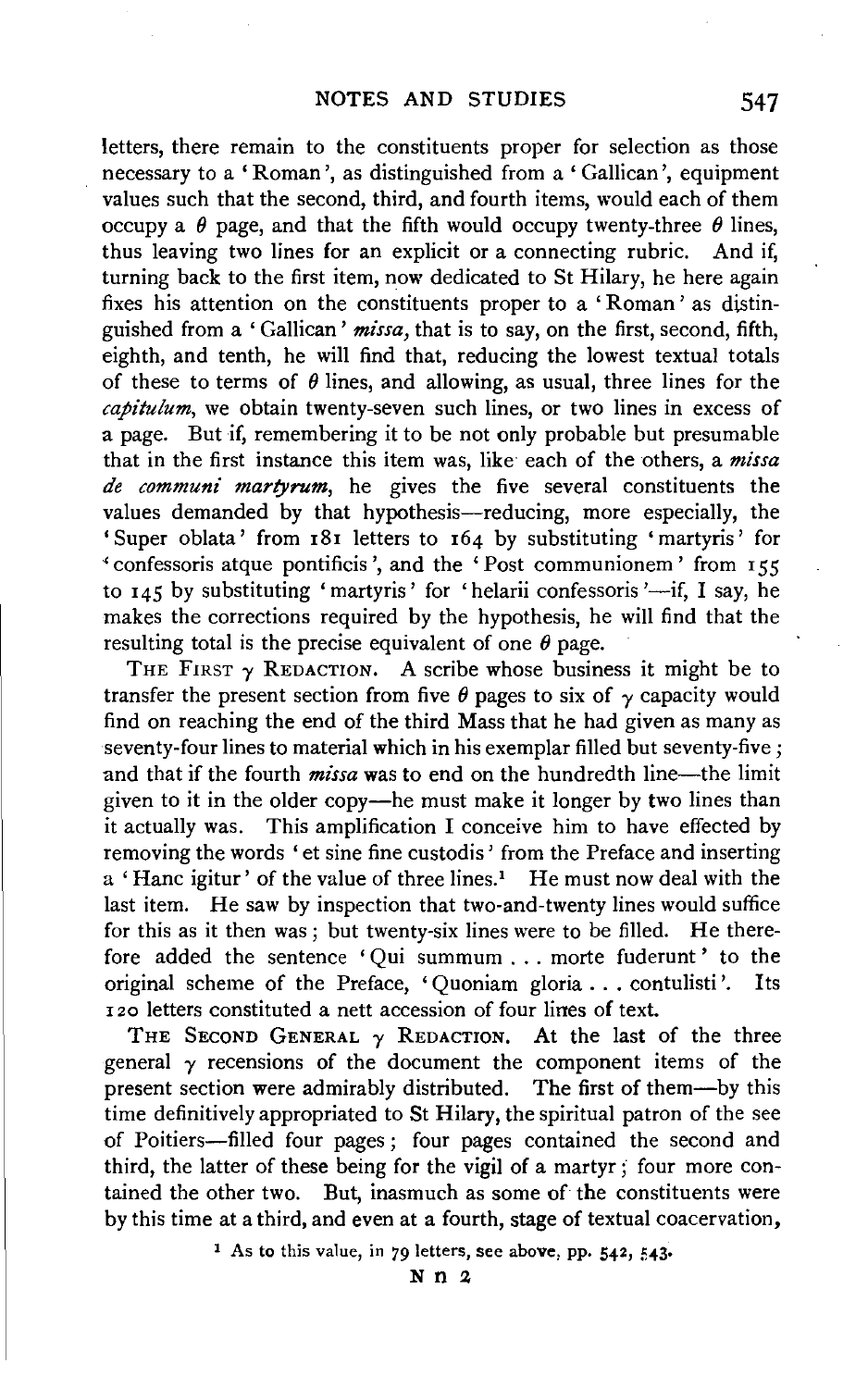letters, there remain to the constituents proper for selection as those necessary to a 'Roman', as distinguished from a 'Gallican', equipment values such that the second, third, and fourth items, would each of them occupy a $\theta$ page, and that the fifth would occupy twenty-three $\theta$ lines, thus leaving two lines for an explicit or a connecting rubric. And if, turning back to the first item, now dedicated to St Hilary, he here again fixes his attention on the constituents proper to a 'Roman' as distinguished from a 'Gallican' *missa*, that is to say, on the first, second, fifth, eighth, and tenth, he will find that, reducing the lowest textual totals of these to terms of $\theta$ lines, and allowing, as usual, three lines for the *capitulum*, we obtain twenty-seven such lines, or two lines in excess of a page. But if, remembering it to be not only probable but presumable that in the first instance this item was, like each of the others, a *missa de communi martyrum*, he gives the five several constituents the values demanded by that hypothesis—reducing, more especially, the 'Super oblata' from 181 letters to 164 by substituting 'martyris' for 'confessoris atque pontificis', and the 'Post communionem' from 155 to 145 by substituting 'martyris' for 'helarii confessoris'—if, I say, he makes the corrections required by the hypothesis, he will find that the resulting total is the precise equivalent of one $\theta$ page.

THE FIRST $\gamma$ REDACTION. A scribe whose business it might be to transfer the present section from five $\theta$ pages to six of $\gamma$ capacity would find on reaching the end of the third Mass that he had given as many as seventy-four lines to material which in his exemplar filled but seventy-five; and that if the fourth *missa* was to end on the hundredth line—the limit given to it in the older copy—he must make it longer by two lines than it actually was. This amplification I conceive him to have effected by removing the words 'et sine fine custodis' from the Preface and inserting a 'Hanc igitur' of the value of three lines.[1] He must now deal with the last item. He saw by inspection that two-and-twenty lines would suffice for this as it then was; but twenty-six lines were to be filled. He therefore added the sentence 'Qui summum . . . morte fuderunt' to the original scheme of the Preface, 'Quoniam gloria . . . contulisti'. Its 120 letters constituted a nett accession of four lines of text.

THE SECOND GENERAL $\gamma$ REDACTION. At the last of the three general $\gamma$ recensions of the document the component items of the present section were admirably distributed. The first of them—by this time definitively appropriated to St Hilary, the spiritual patron of the see of Poitiers—filled four pages; four pages contained the second and third, the latter of these being for the vigil of a martyr; four more contained the other two. But, inasmuch as some of the constituents were by this time at a third, and even at a fourth, stage of textual coacervation,

[1] As to this value, in 79 letters, see above, pp. 542, 543.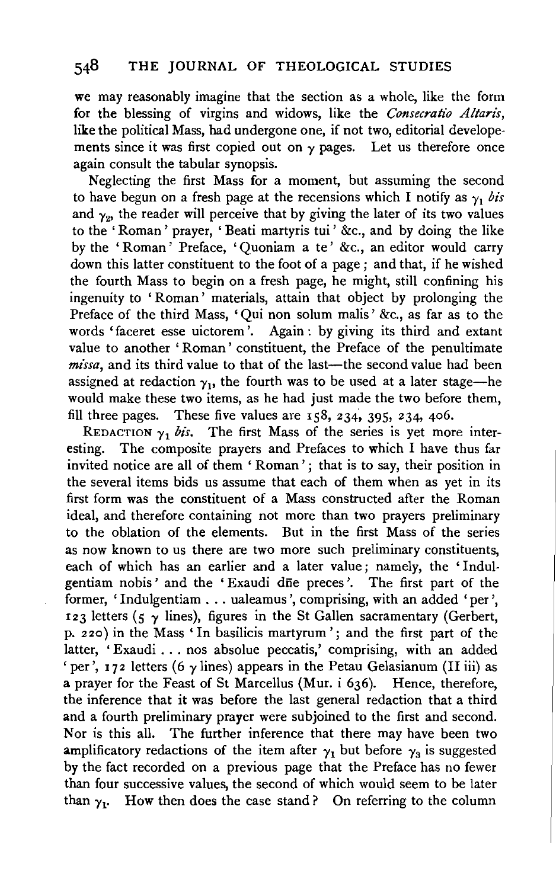we may reasonably imagine that the section as a whole, like the form for the blessing of virgins and widows, like the *Consecratio Altaris*, like the political Mass, had undergone one, if not two, editorial developements since it was first copied out on $\gamma$ pages. Let us therefore once again consult the tabular synopsis.

Neglecting the first Mass for a moment, but assuming the second to have begun on a fresh page at the recensions which I notify as $\gamma_1$ *bis* and $\gamma_2$, the reader will perceive that by giving the later of its two values to the 'Roman' prayer, 'Beati martyris tui' &c., and by doing the like by the 'Roman' Preface, 'Quoniam a te' &c., an editor would carry down this latter constituent to the foot of a page; and that, if he wished the fourth Mass to begin on a fresh page, he might, still confining his ingenuity to 'Roman' materials, attain that object by prolonging the Preface of the third Mass, 'Qui non solum malis' &c., as far as to the words 'faceret esse uictorem'. Again: by giving its third and extant value to another 'Roman' constituent, the Preface of the penultimate *missa*, and its third value to that of the last—the second value had been assigned at redaction $\gamma_1$, the fourth was to be used at a later stage—he would make these two items, as he had just made the two before them, fill three pages. These five values are 158, 234, 395, 234, 406.

REDACTION $\gamma_1$ *bis*. The first Mass of the series is yet more interesting. The composite prayers and Prefaces to which I have thus far invited notice are all of them 'Roman'; that is to say, their position in the several items bids us assume that each of them when as yet in its first form was the constituent of a Mass constructed after the Roman ideal, and therefore containing not more than two prayers preliminary to the oblation of the elements. But in the first Mass of the series as now known to us there are two more such preliminary constituents, each of which has an earlier and a later value; namely, the 'Indulgentiam nobis' and the 'Exaudi dñe preces'. The first part of the former, 'Indulgentiam . . . ualeamus', comprising, with an added 'per', 123 letters (5 $\gamma$ lines), figures in the St Gallen sacramentary (Gerbert, p. 220) in the Mass 'In basilicis martyrum'; and the first part of the latter, 'Exaudi . . . nos absolue peccatis,' comprising, with an added 'per', 172 letters (6 $\gamma$ lines) appears in the Petau Gelasianum (II iii) as a prayer for the Feast of St Marcellus (Mur. i 636). Hence, therefore, the inference that it was before the last general redaction that a third and a fourth preliminary prayer were subjoined to the first and second. Nor is this all. The further inference that there may have been two amplificatory redactions of the item after $\gamma_1$ but before $\gamma_3$ is suggested by the fact recorded on a previous page that the Preface has no fewer than four successive values, the second of which would seem to be later than $\gamma_1$. How then does the case stand? On referring to the column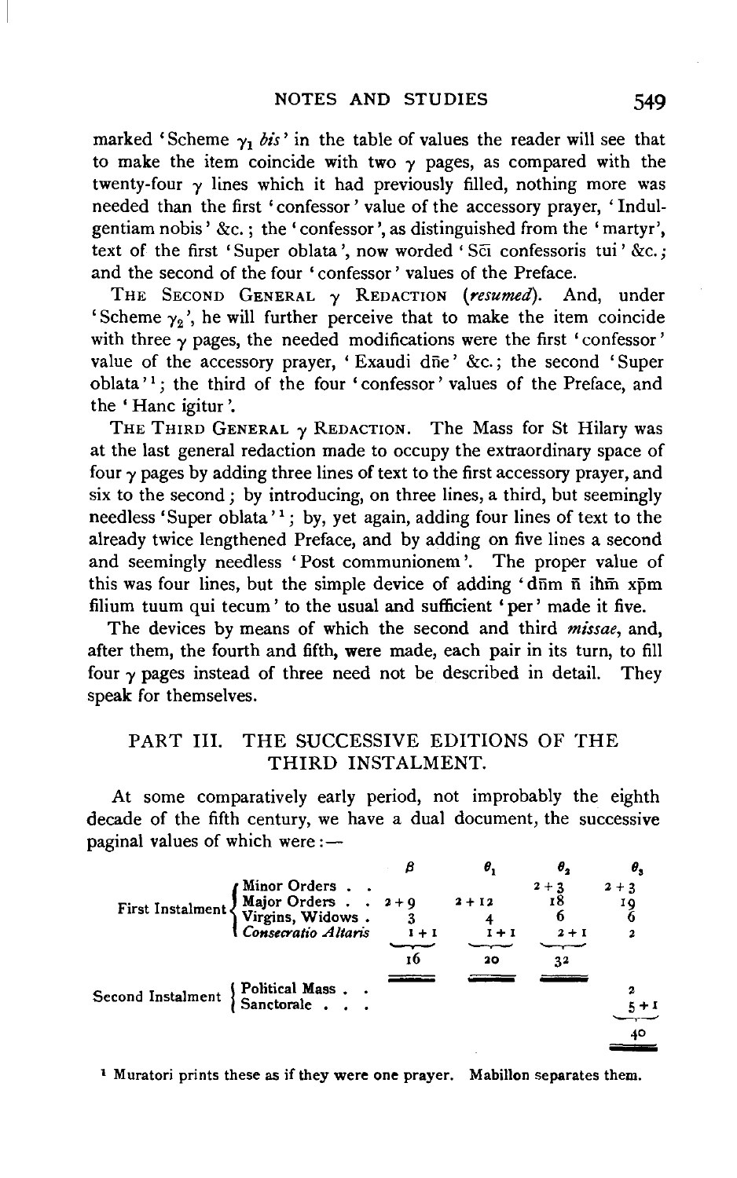marked 'Scheme $\gamma_1$ *bis*' in the table of values the reader will see that to make the item coincide with two $\gamma$ pages, as compared with the twenty-four $\gamma$ lines which it had previously filled, nothing more was needed than the first 'confessor' value of the accessory prayer, 'Indulgentiam nobis' &c.; the 'confessor', as distinguished from the 'martyr', text of the first 'Super oblata', now worded 'Sc̄i confessoris tui' &c.; and the second of the four 'confessor' values of the Preface.

THE SECOND GENERAL $\gamma$ REDACTION (*resumed*). And, under 'Scheme $\gamma_2$', he will further perceive that to make the item coincide with three $\gamma$ pages, the needed modifications were the first 'confessor' value of the accessory prayer, 'Exaudi dñe' &c.; the second 'Super oblata'[1]; the third of the four 'confessor' values of the Preface, and the 'Hanc igitur'.

THE THIRD GENERAL $\gamma$ REDACTION. The Mass for St Hilary was at the last general redaction made to occupy the extraordinary space of four $\gamma$ pages by adding three lines of text to the first accessory prayer, and six to the second; by introducing, on three lines, a third, but seemingly needless 'Super oblata'[1]; by, yet again, adding four lines of text to the already twice lengthened Preface, and by adding on five lines a second and seemingly needless 'Post communionem'. The proper value of this was four lines, but the simple device of adding 'dñm ñ ihm̄ xp̄m filium tuum qui tecum' to the usual and sufficient 'per' made it five.

The devices by means of which the second and third *missae*, and, after them, the fourth and fifth, were made, each pair in its turn, to fill four $\gamma$ pages instead of three need not be described in detail. They speak for themselves.

## PART III. THE SUCCESSIVE EDITIONS OF THE THIRD INSTALMENT.

At some comparatively early period, not improbably the eighth decade of the fifth century, we have a dual document, the successive paginal values of which were:—

| | | $\beta$ | $\theta_1$ | $\theta_2$ | $\theta_3$ |
|---|---|---|---|---|---|
| First Instalment | Minor Orders | | | 2 + 3 | 2 + 3 |
| | Major Orders | 2 + 9 | 2 + 12 | 18 | 19 |
| | Virgins, Widows | 3 | 4 | 6 | 6 |
| | *Consecratio Altaris* | 1 + 1 | 1 + 1 | 2 + 1 | 2 |
| | | 16 | 20 | 32 | |
| Second Instalment | Political Mass | | | | 2 |
| | Sanctorale | | | | 5 + 1 |
| | | | | | 40 |

[1] Muratori prints these as if they were one prayer. Mabillon separates them.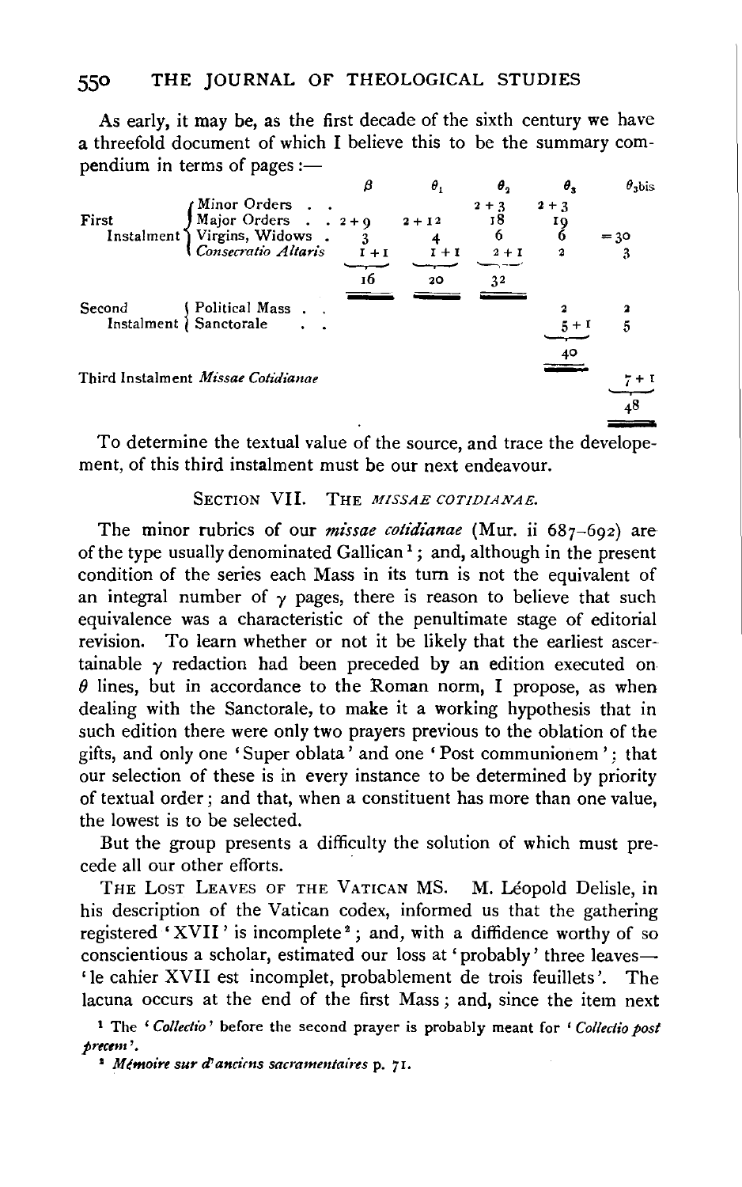As early, it may be, as the first decade of the sixth century we have a threefold document of which I believe this to be the summary compendium in terms of pages:—

| | | $\beta$ | $\theta_1$ | $\theta_2$ | $\theta_3$ | $\theta_3$bis |
|---|---|---|---|---|---|---|
| First Instalment | Minor Orders | | | 2 + 3 | 2 + 3 | |
| | Major Orders | 2 + 9 | 2 + 12 | 18 | 19 | |
| | Virgins, Widows | 3 | 4 | 6 | 6 | = 30 |
| | *Consecratio Altaris* | 1 + 1 | 1 + 1 | 2 + 1 | 2 | 3 |
| | | 16 | 20 | 32 | | |
| Second Instalment | Political Mass | | | | 2 | 2 |
| | Sanctorale | | | | 5 + 1 | 5 |
| | | | | | 40 | |
| Third Instalment | *Missae Cotidianae* | | | | | 7 + 1 |
| | | | | | | 48 |

To determine the textual value of the source, and trace the developement, of this third instalment must be our next endeavour.

## SECTION VII. THE *MISSAE COTIDIANAE*.

The minor rubrics of our *missae cotidianae* (Mur. ii 687–692) are of the type usually denominated Gallican[1]; and, although in the present condition of the series each Mass in its turn is not the equivalent of an integral number of $\gamma$ pages, there is reason to believe that such equivalence was a characteristic of the penultimate stage of editorial revision. To learn whether or not it be likely that the earliest ascertainable $\gamma$ redaction had been preceded by an edition executed on $\theta$ lines, but in accordance to the Roman norm, I propose, as when dealing with the Sanctorale, to make it a working hypothesis that in such edition there were only two prayers previous to the oblation of the gifts, and only one 'Super oblata' and one 'Post communionem': that our selection of these is in every instance to be determined by priority of textual order; and that, when a constituent has more than one value, the lowest is to be selected.

But the group presents a difficulty the solution of which must precede all our other efforts.

THE LOST LEAVES OF THE VATICAN MS. M. Léopold Delisle, in his description of the Vatican codex, informed us that the gathering registered 'XVII' is incomplete[2]; and, with a diffidence worthy of so conscientious a scholar, estimated our loss at 'probably' three leaves—'le cahier XVII est incomplet, probablement de trois feuillets'. The lacuna occurs at the end of the first Mass; and, since the item next

[1] The '*Collectio*' before the second prayer is probably meant for '*Collectio post precem*'.

[2] *Mémoire sur d'anciens sacramentaires* p. 71.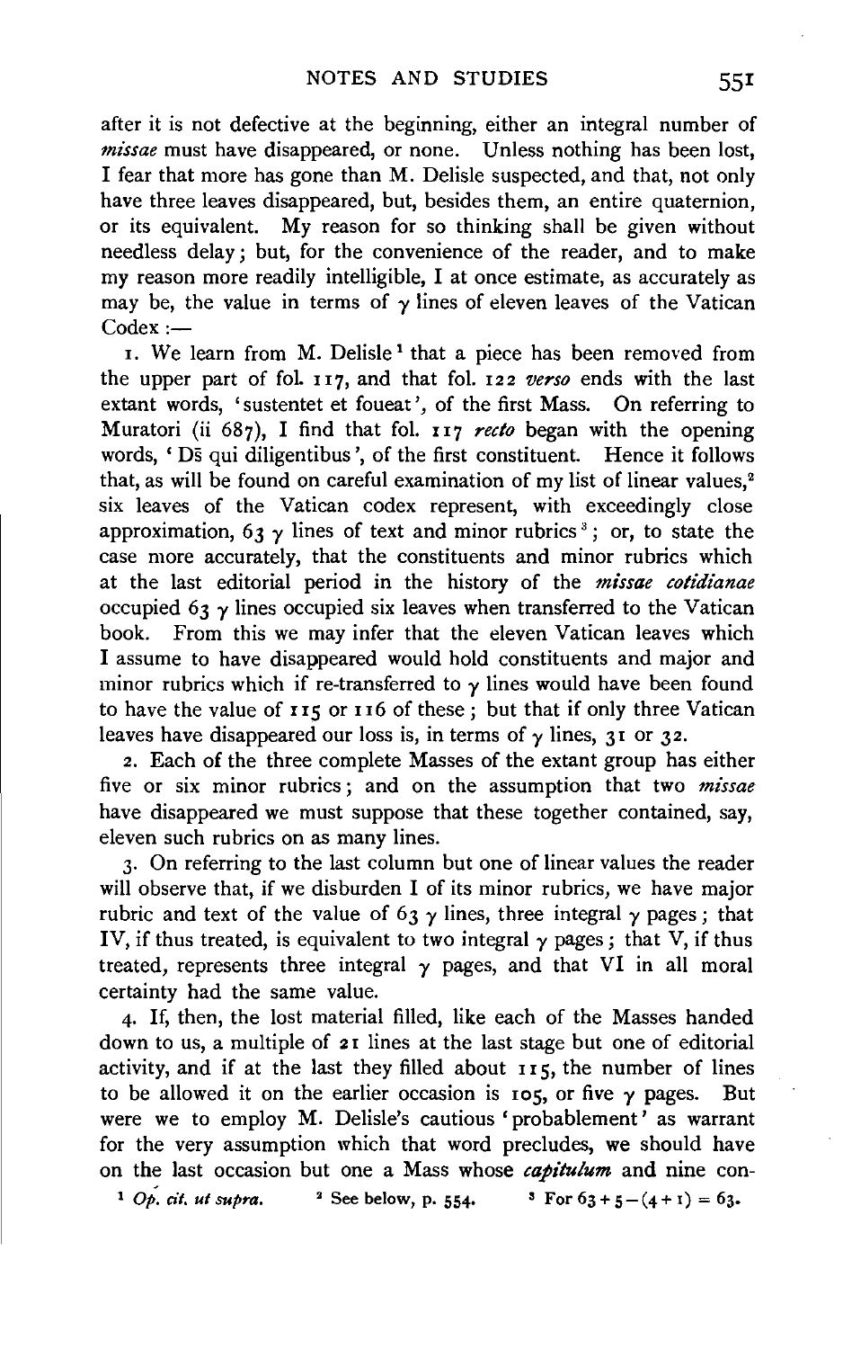after it is not defective at the beginning, either an integral number of *missae* must have disappeared, or none. Unless nothing has been lost, I fear that more has gone than M. Delisle suspected, and that, not only have three leaves disappeared, but, besides them, an entire quaternion, or its equivalent. My reason for so thinking shall be given without needless delay; but, for the convenience of the reader, and to make my reason more readily intelligible, I at once estimate, as accurately as may be, the value in terms of $\gamma$ lines of eleven leaves of the Vatican Codex :—

1. We learn from M. Delisle[1] that a piece has been removed from the upper part of fol. 117, and that fol. 122 *verso* ends with the last extant words, 'sustentet et foueat', of the first Mass. On referring to Muratori (ii 687), I find that fol. 117 *recto* began with the opening words, 'Ds̄ qui diligentibus', of the first constituent. Hence it follows that, as will be found on careful examination of my list of linear values,[2] six leaves of the Vatican codex represent, with exceedingly close approximation, 63 $\gamma$ lines of text and minor rubrics[3]; or, to state the case more accurately, that the constituents and minor rubrics which at the last editorial period in the history of the *missae cotidianae* occupied 63 $\gamma$ lines occupied six leaves when transferred to the Vatican book. From this we may infer that the eleven Vatican leaves which I assume to have disappeared would hold constituents and major and minor rubrics which if re-transferred to $\gamma$ lines would have been found to have the value of 115 or 116 of these; but that if only three Vatican leaves have disappeared our loss is, in terms of $\gamma$ lines, 31 or 32.

2. Each of the three complete Masses of the extant group has either five or six minor rubrics; and on the assumption that two *missae* have disappeared we must suppose that these together contained, say, eleven such rubrics on as many lines.

3. On referring to the last column but one of linear values the reader will observe that, if we disburden I of its minor rubrics, we have major rubric and text of the value of 63 $\gamma$ lines, three integral $\gamma$ pages; that IV, if thus treated, is equivalent to two integral $\gamma$ pages; that V, if thus treated, represents three integral $\gamma$ pages, and that VI in all moral certainty had the same value.

4. If, then, the lost material filled, like each of the Masses handed down to us, a multiple of 21 lines at the last stage but one of editorial activity, and if at the last they filled about 115, the number of lines to be allowed it on the earlier occasion is 105, or five $\gamma$ pages. But were we to employ M. Delisle's cautious 'probablement' as warrant for the very assumption which that word precludes, we should have on the last occasion but one a Mass whose *capitulum* and nine con-

[1] *Op. cit. ut supra.* [2] See below, p. 554. [3] For $63 + 5 - (4 + 1) = 63$.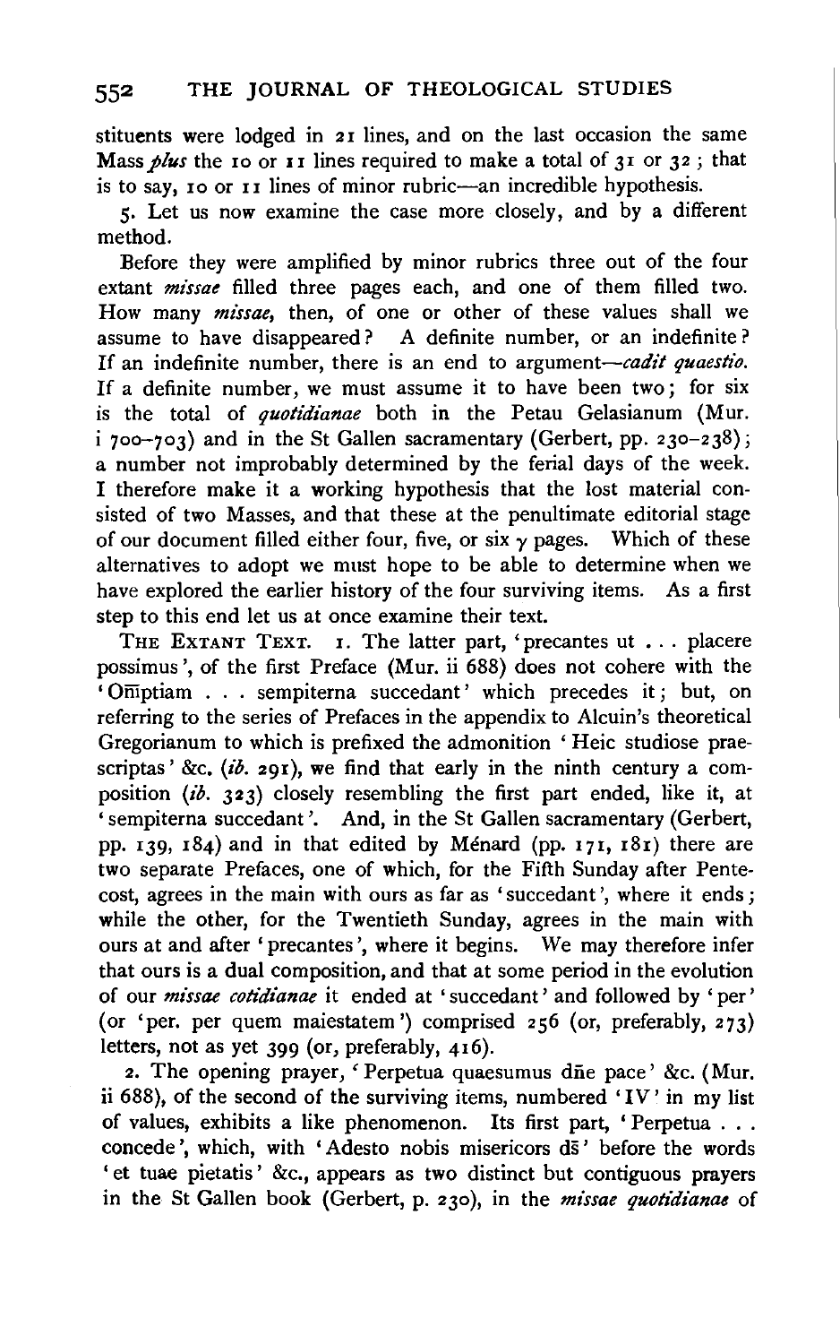stituents were lodged in 21 lines, and on the last occasion the same Mass *plus* the 10 or 11 lines required to make a total of 31 or 32; that is to say, 10 or 11 lines of minor rubric—an incredible hypothesis.

5. Let us now examine the case more closely, and by a different method.

Before they were amplified by minor rubrics three out of the four extant *missae* filled three pages each, and one of them filled two. How many *missae*, then, of one or other of these values shall we assume to have disappeared? A definite number, or an indefinite? If an indefinite number, there is an end to argument—*cadit quaestio*. If a definite number, we must assume it to have been two; for six is the total of *quotidianae* both in the Petau Gelasianum (Mur. i 700–703) and in the St Gallen sacramentary (Gerbert, pp. 230–238); a number not improbably determined by the ferial days of the week. I therefore make it a working hypothesis that the lost material consisted of two Masses, and that these at the penultimate editorial stage of our document filled either four, five, or six $\gamma$ pages. Which of these alternatives to adopt we must hope to be able to determine when we have explored the earlier history of the four surviving items. As a first step to this end let us at once examine their text.

THE EXTANT TEXT. 1. The latter part, 'precantes ut . . . placere possimus', of the first Preface (Mur. ii 688) does not cohere with the 'Om̄ptiam . . . sempiterna succedant' which precedes it; but, on referring to the series of Prefaces in the appendix to Alcuin's theoretical Gregorianum to which is prefixed the admonition 'Heic studiose praescriptas' &c. (*ib.* 291), we find that early in the ninth century a composition (*ib.* 323) closely resembling the first part ended, like it, at 'sempiterna succedant'. And, in the St Gallen sacramentary (Gerbert, pp. 139, 184) and in that edited by Ménard (pp. 171, 181) there are two separate Prefaces, one of which, for the Fifth Sunday after Pentecost, agrees in the main with ours as far as 'succedant', where it ends; while the other, for the Twentieth Sunday, agrees in the main with ours at and after 'precantes', where it begins. We may therefore infer that ours is a dual composition, and that at some period in the evolution of our *missae cotidianae* it ended at 'succedant' and followed by 'per' (or 'per. per quem maiestatem') comprised 256 (or, preferably, 273) letters, not as yet 399 (or, preferably, 416).

2. The opening prayer, 'Perpetua quaesumus dñe pace' &c. (Mur. ii 688), of the second of the surviving items, numbered 'IV' in my list of values, exhibits a like phenomenon. Its first part, 'Perpetua . . . concede', which, with 'Adesto nobis misericors ds̄' before the words 'et tuae pietatis' &c., appears as two distinct but contiguous prayers in the St Gallen book (Gerbert, p. 230), in the *missae quotidianae* of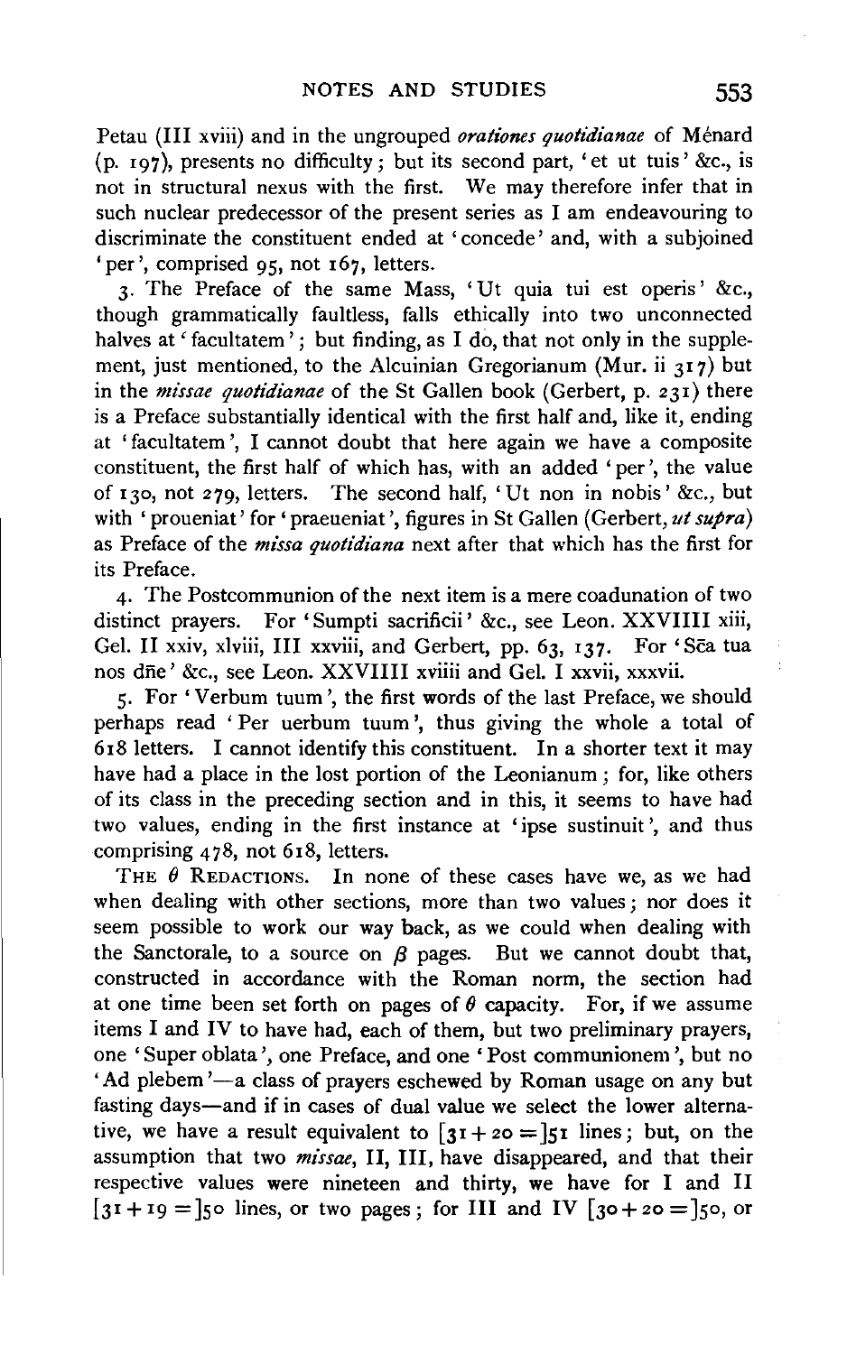Petau (III xviii) and in the ungrouped *orationes quotidianae* of Ménard (p. 197), presents no difficulty; but its second part, 'et ut tuis' &c., is not in structural nexus with the first. We may therefore infer that in such nuclear predecessor of the present series as I am endeavouring to discriminate the constituent ended at 'concede' and, with a subjoined 'per', comprised 95, not 167, letters.

3. The Preface of the same Mass, 'Ut quia tui est operis' &c., though grammatically faultless, falls ethically into two unconnected halves at 'facultatem'; but finding, as I do, that not only in the supplement, just mentioned, to the Alcuinian Gregorianum (Mur. ii 317) but in the *missae quotidianae* of the St Gallen book (Gerbert, p. 231) there is a Preface substantially identical with the first half and, like it, ending at 'facultatem', I cannot doubt that here again we have a composite constituent, the first half of which has, with an added 'per', the value of 130, not 279, letters. The second half, 'Ut non in nobis' &c., but with 'proueniat' for 'praeueniat', figures in St Gallen (Gerbert, *ut supra*) as Preface of the *missa quotidiana* next after that which has the first for its Preface.

4. The Postcommunion of the next item is a mere coadunation of two distinct prayers. For 'Sumpti sacrificii' &c., see Leon. XXVIIII xiii, Gel. II xxiv, xlviii, III xxviii, and Gerbert, pp. 63, 137. For 'Sc̄a tua nos dn̄e' &c., see Leon. XXVIIII xviiii and Gel. I xxvii, xxxvii.

5. For 'Verbum tuum', the first words of the last Preface, we should perhaps read 'Per uerbum tuum', thus giving the whole a total of 618 letters. I cannot identify this constituent. In a shorter text it may have had a place in the lost portion of the Leonianum; for, like others of its class in the preceding section and in this, it seems to have had two values, ending in the first instance at 'ipse sustinuit', and thus comprising 478, not 618, letters.

THE $\theta$ REDACTIONS. In none of these cases have we, as we had when dealing with other sections, more than two values; nor does it seem possible to work our way back, as we could when dealing with the Sanctorale, to a source on $\beta$ pages. But we cannot doubt that, constructed in accordance with the Roman norm, the section had at one time been set forth on pages of $\theta$ capacity. For, if we assume items I and IV to have had, each of them, but two preliminary prayers, one 'Super oblata', one Preface, and one 'Post communionem', but no 'Ad plebem'—a class of prayers eschewed by Roman usage on any but fasting days—and if in cases of dual value we select the lower alternative, we have a result equivalent to $[31 + 20 =]51$ lines; but, on the assumption that two *missae*, II, III, have disappeared, and that their respective values were nineteen and thirty, we have for I and II $[31 + 19 =]50$ lines, or two pages; for III and IV $[30 + 20 =]50$, or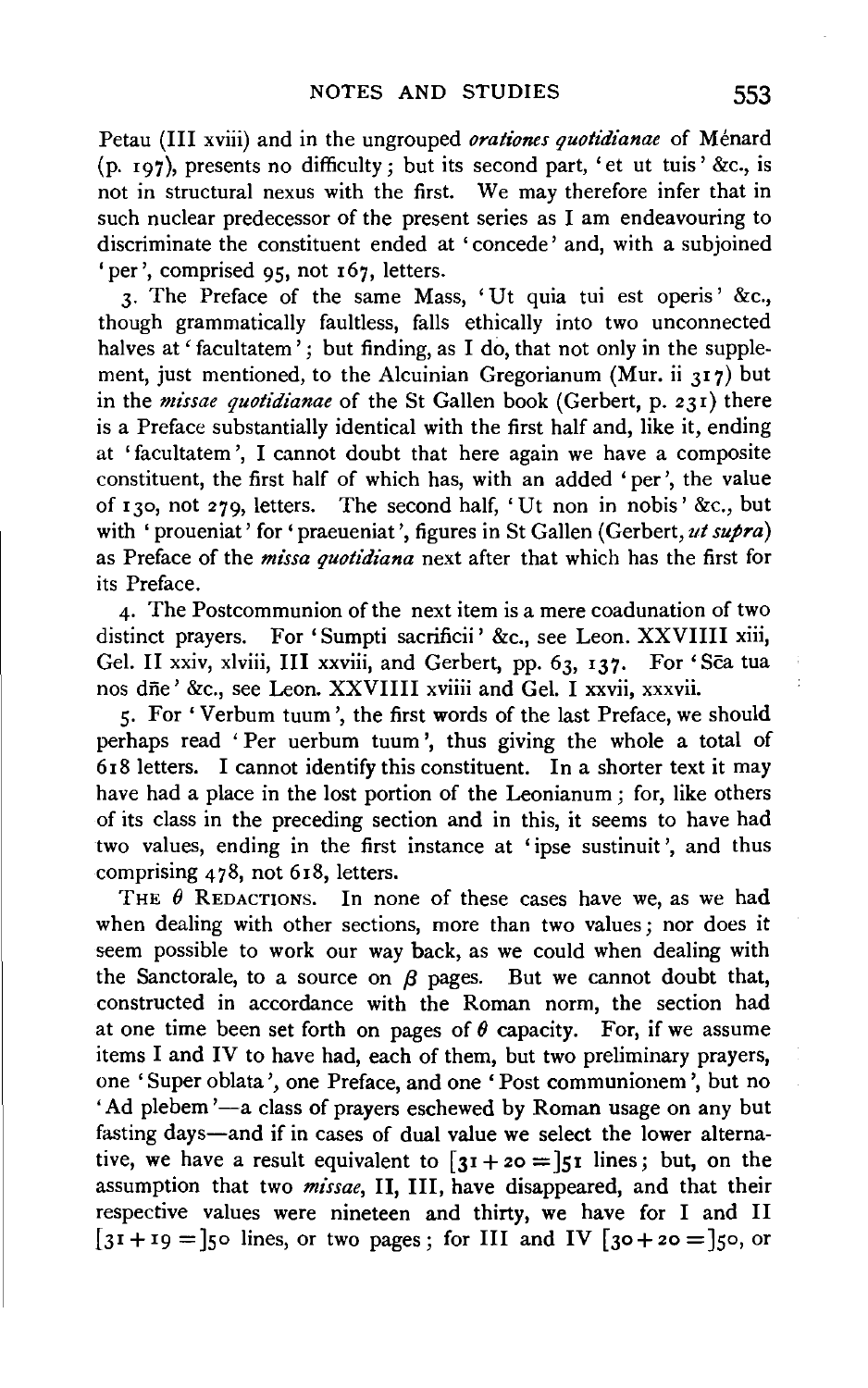Petau (III xviii) and in the ungrouped *orationes quotidianae* of Ménard (p. 197), presents no difficulty; but its second part, 'et ut tuis' &c., is not in structural nexus with the first. We may therefore infer that in such nuclear predecessor of the present series as I am endeavouring to discriminate the constituent ended at 'concede' and, with a subjoined 'per', comprised 95, not 167, letters.

3. The Preface of the same Mass, 'Ut quia tui est operis' &c., though grammatically faultless, falls ethically into two unconnected halves at 'facultatem'; but finding, as I do, that not only in the supplement, just mentioned, to the Alcuinian Gregorianum (Mur. ii 317) but in the *missae quotidianae* of the St Gallen book (Gerbert, p. 231) there is a Preface substantially identical with the first half and, like it, ending at 'facultatem', I cannot doubt that here again we have a composite constituent, the first half of which has, with an added 'per', the value of 130, not 279, letters. The second half, 'Ut non in nobis' &c., but with 'proueniat' for 'praeueniat', figures in St Gallen (Gerbert, *ut supra*) as Preface of the *missa quotidiana* next after that which has the first for its Preface.

4. The Postcommunion of the next item is a mere coadunation of two distinct prayers. For 'Sumpti sacrificii' &c., see Leon. XXVIIII xiii, Gel. II xxiv, xlviii, III xxviii, and Gerbert, pp. 63, 137. For 'Sc̄a tua nos dñe' &c., see Leon. XXVIIII xviiii and Gel. I xxvii, xxxvii.

5. For 'Verbum tuum', the first words of the last Preface, we should perhaps read 'Per uerbum tuum', thus giving the whole a total of 618 letters. I cannot identify this constituent. In a shorter text it may have had a place in the lost portion of the Leonianum; for, like others of its class in the preceding section and in this, it seems to have had two values, ending in the first instance at 'ipse sustinuit', and thus comprising 478, not 618, letters.

THE $\theta$ REDACTIONS. In none of these cases have we, as we had when dealing with other sections, more than two values; nor does it seem possible to work our way back, as we could when dealing with the Sanctorale, to a source on $\beta$ pages. But we cannot doubt that, constructed in accordance with the Roman norm, the section had at one time been set forth on pages of $\theta$ capacity. For, if we assume items I and IV to have had, each of them, but two preliminary prayers, one 'Super oblata', one Preface, and one 'Post communionem', but no 'Ad plebem'—a class of prayers eschewed by Roman usage on any but fasting days—and if in cases of dual value we select the lower alternative, we have a result equivalent to $[31 + 20 =]51$ lines; but, on the assumption that two *missae*, II, III, have disappeared, and that their respective values were nineteen and thirty, we have for I and II $[31 + 19 =]50$ lines, or two pages; for III and IV $[30 + 20 =]50$, or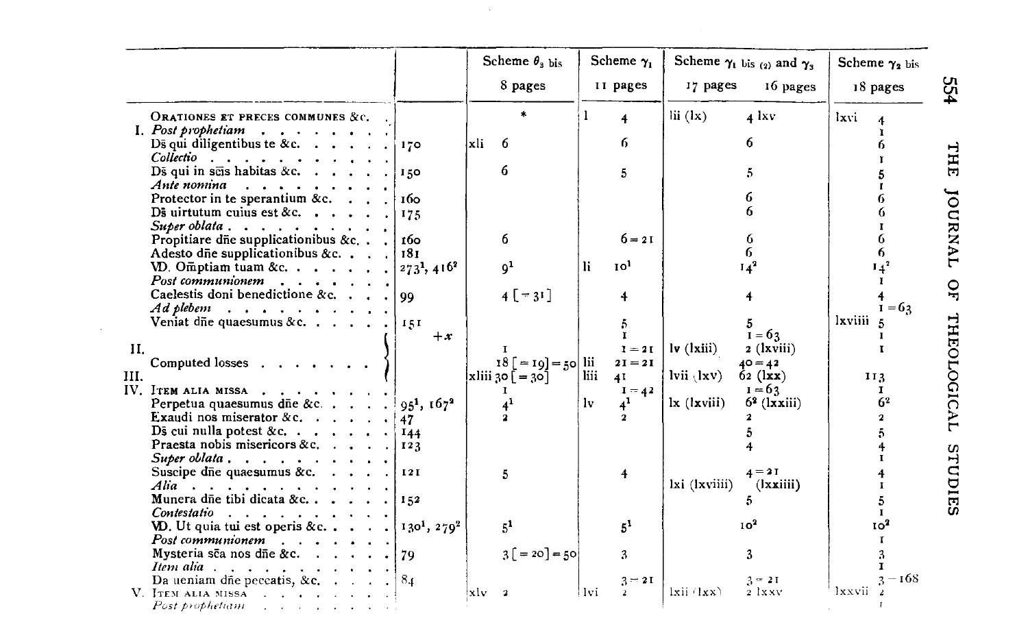| | | Scheme $\theta_3$ bis | | Scheme $\gamma_1$ | | Scheme $\gamma_1$ bis (2) and $\gamma_3$ | | Scheme $\gamma_2$ bis | |
|---|---|---|---|---|---|---|---|---|---|
| | | 8 pages | | 11 pages | | 17 pages | 16 pages | 18 pages | |
| ORATIONES ET PRECES COMMUNES &c. | | | * | l | 4 | iii (lx) | 4 lxv | lxvi | 4 |
| I. *Post prophetiam* | | | | | | | | | 1 |
| Ds̄ qui diligentibus te &c. | 170 | xli | 6 | | 6 | | 6 | | 6 |
| *Collectio* | | | | | | | | | 1 |
| Ds̄ qui in sc̄is habitas &c. | 150 | | 6 | | 5 | | 5 | | 5 |
| *Ante nomina* | | | | | | | | | 1 |
| Protector in te sperantium &c. | 160 | | | | | | 6 | | 6 |
| Ds̄ uirtutum cuius est &c. | 175 | | | | | | 6 | | 6 |
| *Super oblata* | | | | | | | | | 1 |
| Propitiare dñe supplicationibus &c. | 160 | | 6 | | 6 = 21 | | 6 | | 6 |
| Adesto dñe supplicationibus &c. | 181 | | | | | | 6 | | 6 |
| VD. Om̄ptiam tuam &c. | $273^1$, $416^2$ | | $9^1$ | li | $10^1$ | | $14^2$ | | $14^2$ |
| *Post communionem* | | | | | | | | | 1 |
| Caelestis doni benedictione &c. | 99 | | 4 [= 31] | | 4 | | 4 | | 4 |
| *Ad plebem* | | | | | | | | | 1 = 63 |
| Veniat dñe quaesumus &c. | 151 | | | | 5 | | 5 | lxviiii | 5 |
| +x | | | | | 1 | | 1 = 63 | | 1 |
| II. | | | 1 | | 1 = 21 | lv (lxiii) | 2 (lxviii) | | 1 |
| Computed losses | | | 18 [= 19] = 50 | lii | 21 = 21 | | 40 = 42 | | |
| III. | | xliii | 30 [= 30] | liii | 41 | lvii (lxv) | 62 (lxx) | | 113 |
| IV. ITEM ALIA MISSA | | | 1 | | 1 = 42 | | 1 = 63 | | 1 |
| Perpetua quaesumus dñe &c. | $95^1$, $167^2$ | | $4^1$ | lv | $4^1$ | lx (lxviii) | $6^2$ (lxxiii) | | $6^2$ |
| Exaudi nos miserator &c. | 47 | | 2 | | 2 | | 2 | | 2 |
| Ds̄ cui nulla potest &c. | 144 | | | | | | 5 | | 5 |
| Praesta nobis misericors &c. | 123 | | | | | | 4 | | 4 |
| *Super oblata* | | | | | | | | | 1 |
| Suscipe dñe quaesumus &c. | 121 | | 5 | | 4 | | 4 = 21 | | 4 |
| *Alia* | | | | | | lxi (lxviiii) | (lxxiiii) | | 1 |
| Munera dñe tibi dicata &c. | 152 | | | | | | 5 | | 5 |
| *Contestatio* | | | | | | | | | 1 |
| VD. Ut quia tui est operis &c. | $130^1$, $279^2$ | | $5^1$ | | $5^1$ | | $10^2$ | | $10^2$ |
| *Post communionem* | | | | | | | | | 1 |
| Mysteria sc̄a nos dñe &c. | 79 | | 3 [= 20] = 50 | | 3 | | 3 | | 3 |
| *Item alia* | | | | | | | | | 1 |
| Da ueniam dñe peccatis, &c. | 84 | | | | 3 = 21 | | 3 = 21 | | 3 = 168 |
| V. ITEM ALIA MISSA | | xlv | 2 | lvi | 2 | lxii (lxx) | 2 lxxv | lxxvii | 2 |
| *Post prophetiam* | | | | | | | | | 1 |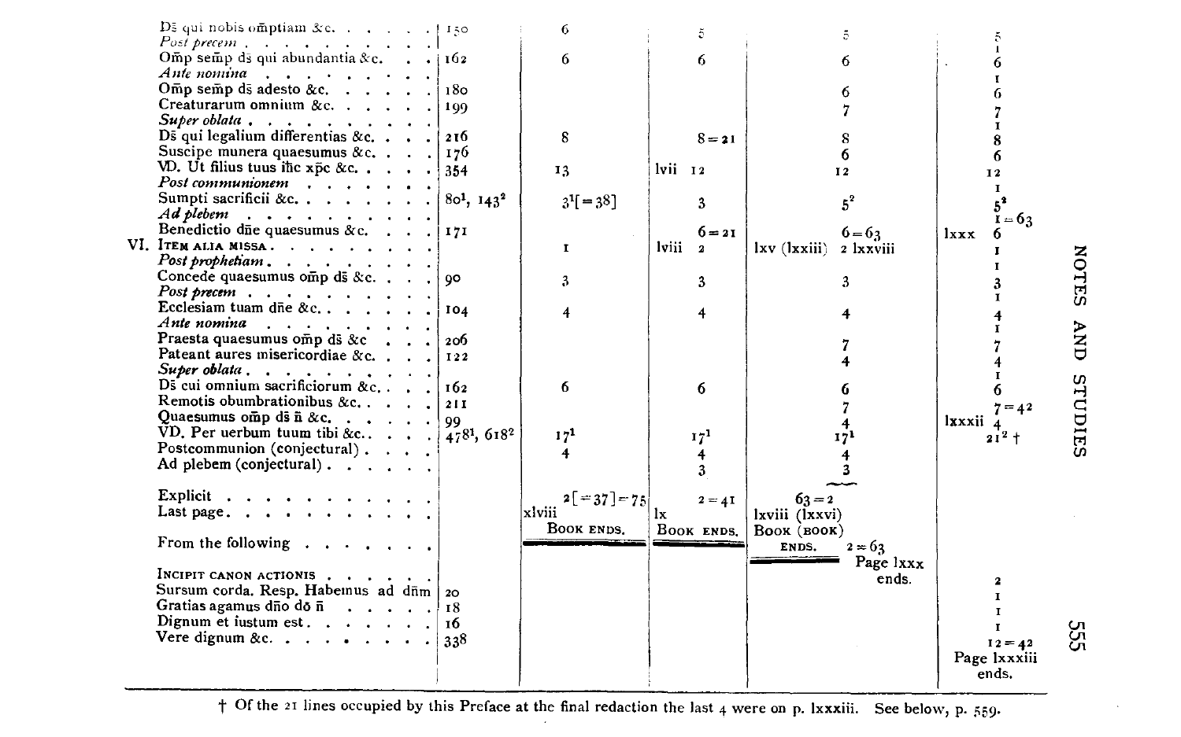| | | | | | |
|---|---|---|---|---|---|
| Dš qui nobis omptiam &c. . . . . . | 150 | 6 | 5 | 5 | 5 |
| *Post precem* . . . . . . . . . | | | | | 1 |
| Om̄p sem̄p dš qui abundantia &c. . . | 162 | 6 | 6 | 6 | 6 |
| *Ante nomina* . . . . . . . . | | | | | 1 |
| Om̄p sem̄p dš adesto &c. . . . . . | 180 | | | 6 | 6 |
| Creaturarum omnium &c. . . . . . | 199 | | | 7 | 7 |
| *Super oblata* . . . . . . . . . | | | | | 1 |
| Dš qui legalium differentias &c. . . . | 216 | 8 | 8 = 21 | 8 | 8 |
| Suscipe munera quaesumus &c. . . . | 176 | | | 6 | 6 |
| VD. Ut filius tuus ihc xpc &c. . . . . | 354 | 13 | lvii 12 | 12 | 12 |
| *Post communionem* . . . . . . . | | | | | 1 |
| Sumpti sacrificii &c. . . . . . . . | 80[1], 143[2] | 3[1][= 38] | 3 | 5[2] | 5[2] |
| *Ad plebem* . . . . . . . . . | | | | | 1 = 63 |
| Benedictio dñe quaesumus &c. . . . | 171 | | 6 = 21 | 6 = 63 | lxxx 6 |
| VI. ITEM ALIA MISSA. . . . . . . . | | 1 | lviii 2 | lxv (lxxiii) 2 lxxviii | 1 |
| *Post prophetiam* . . . . . . . . | | | | | 1 |
| Concede quaesumus om̄p dš &c. . . . | 90 | 3 | 3 | 3 | 3 |
| *Post precem* . . . . . . . . . | | | | | 1 |
| Ecclesiam tuam dñe &c. . . . . . . | 104 | 4 | 4 | 4 | 4 |
| *Ante nomina* . . . . . . . . | | | | | 1 |
| Praesta quaesumus om̄p dš &c . . . | 206 | | | 7 | 7 |
| Pateant aures misericordiae &c. . . . | 122 | | | 4 | 4 |
| *Super oblata* . . . . . . . . . | | | | | 1 |
| Dš cui omnium sacrificiorum &c. . . . | 162 | 6 | 6 | 6 | 6 |
| Remotis obumbrationibus &c. . . . . | 211 | | | 7 | 7 = 42 |
| Quaesumus om̄p dš ñ &c. . . . . . | 99 | | | 4 | lxxxii 4 |
| VD. Per uerbum tuum tibi &c.. . . . | 478[1], 618[2] | 17[1] | 17[1] | 17[1] | 21[2] † |
| Postcommunion (conjectural) . . . . | | 4 | 4 | 4 | |
| Ad plebem (conjectural) . . . . . . | | | 3 | 3 | |
| Explicit . . . . . . . . . . . . | | 2 [= 37] = 75 | 2 = 41 | 63 = 2 | |
| Last page. . . . . . . . . . . . | | xlviii | lx | lxviii (lxxvi) | |
| | | BOOK ENDS. | BOOK ENDS. | BOOK (BOOK) ENDS. 2 = 63 Page lxxx ends. | |
| From the following . . . . . . . | | | | | |
| INCIPIT CANON ACTIONIS . . . . . . | | | | | |
| Sursum corda. Resp. Habemus ad dñm | 20 | | | | 2 |
| Gratias agamus dño dõ ñ . . . . . | 18 | | | | 1 |
| Dignum et iustum est. . . . . . . | 16 | | | | 1 |
| Vere dignum &c. . . . . . . . . | 338 | | | | 1 |
| | | | | | 12 = 42 Page lxxxiii ends. |

† Of the 21 lines occupied by this Preface at the final redaction the last 4 were on p. lxxxiii. See below, p. 559.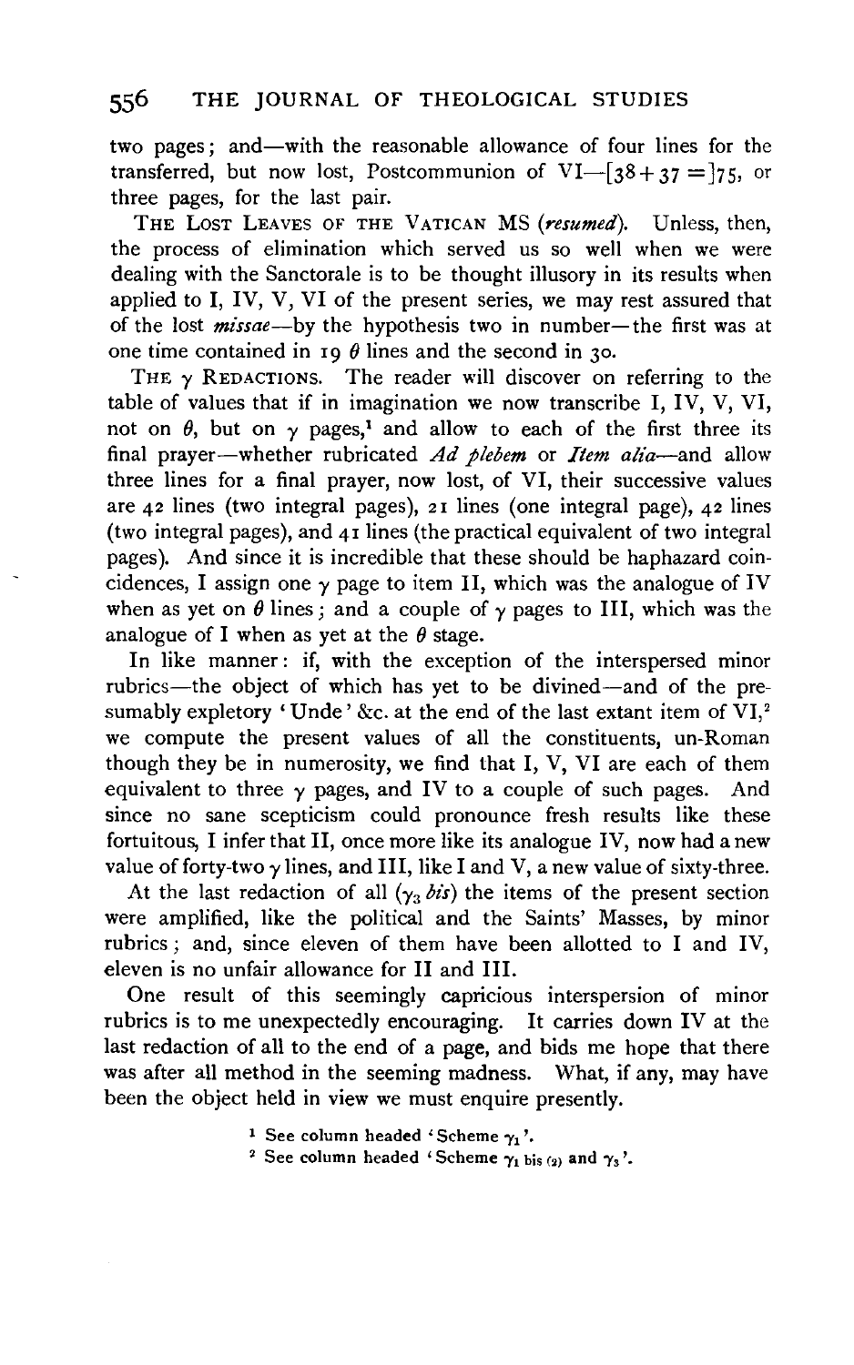two pages; and—with the reasonable allowance of four lines for the transferred, but now lost, Postcommunion of VI—[38 + 37 =]75, or three pages, for the last pair.

THE LOST LEAVES OF THE VATICAN MS (*resumed*). Unless, then, the process of elimination which served us so well when we were dealing with the Sanctorale is to be thought illusory in its results when applied to I, IV, V, VI of the present series, we may rest assured that of the lost *missae*—by the hypothesis two in number—the first was at one time contained in 19 $\theta$ lines and the second in 30.

THE $\gamma$ REDACTIONS. The reader will discover on referring to the table of values that if in imagination we now transcribe I, IV, V, VI, not on $\theta$, but on $\gamma$ pages,[1] and allow to each of the first three its final prayer—whether rubricated *Ad plebem* or *Item alia*—and allow three lines for a final prayer, now lost, of VI, their successive values are 42 lines (two integral pages), 21 lines (one integral page), 42 lines (two integral pages), and 41 lines (the practical equivalent of two integral pages). And since it is incredible that these should be haphazard coincidences, I assign one $\gamma$ page to item II, which was the analogue of IV when as yet on $\theta$ lines; and a couple of $\gamma$ pages to III, which was the analogue of I when as yet at the $\theta$ stage.

In like manner: if, with the exception of the interspersed minor rubrics—the object of which has yet to be divined—and of the presumably expletory 'Unde' &c. at the end of the last extant item of VI,[2] we compute the present values of all the constituents, un-Roman though they be in numerosity, we find that I, V, VI are each of them equivalent to three $\gamma$ pages, and IV to a couple of such pages. And since no sane scepticism could pronounce fresh results like these fortuitous, I infer that II, once more like its analogue IV, now had a new value of forty-two $\gamma$ lines, and III, like I and V, a new value of sixty-three.

At the last redaction of all ($\gamma_3$ *bis*) the items of the present section were amplified, like the political and the Saints' Masses, by minor rubrics; and, since eleven of them have been allotted to I and IV, eleven is no unfair allowance for II and III.

One result of this seemingly capricious interspersion of minor rubrics is to me unexpectedly encouraging. It carries down IV at the last redaction of all to the end of a page, and bids me hope that there was after all method in the seeming madness. What, if any, may have been the object held in view we must enquire presently.

[1] See column headed 'Scheme $\gamma_1$'.

[2] See column headed 'Scheme $\gamma_1$ bis (2) and $\gamma_3$'.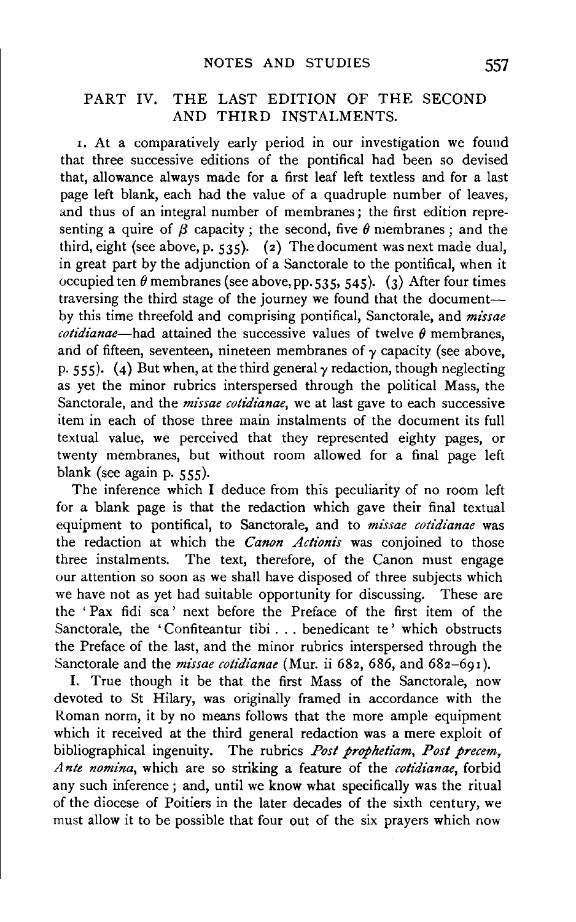## PART IV. THE LAST EDITION OF THE SECOND AND THIRD INSTALMENTS.

1. At a comparatively early period in our investigation we found that three successive editions of the pontifical had been so devised that, allowance always made for a first leaf left textless and for a last page left blank, each had the value of a quadruple number of leaves, and thus of an integral number of membranes; the first edition representing a quire of $\beta$ capacity; the second, five $\theta$ membranes; and the third, eight (see above, p. 535). (2) The document was next made dual, in great part by the adjunction of a Sanctorale to the pontifical, when it occupied ten $\theta$ membranes (see above, pp. 535, 545). (3) After four times traversing the third stage of the journey we found that the document—by this time threefold and comprising pontifical, Sanctorale, and *missae cotidianae*—had attained the successive values of twelve $\theta$ membranes, and of fifteen, seventeen, nineteen membranes of $\gamma$ capacity (see above, p. 555). (4) But when, at the third general $\gamma$ redaction, though neglecting as yet the minor rubrics interspersed through the political Mass, the Sanctorale, and the *missae cotidianae*, we at last gave to each successive item in each of those three main instalments of the document its full textual value, we perceived that they represented eighty pages, or twenty membranes, but without room allowed for a final page left blank (see again p. 555).

The inference which I deduce from this peculiarity of no room left for a blank page is that the redaction which gave their final textual equipment to pontifical, to Sanctorale, and to *missae cotidianae* was the redaction at which the *Canon Actionis* was conjoined to those three instalments. The text, therefore, of the Canon must engage our attention so soon as we shall have disposed of three subjects which we have not as yet had suitable opportunity for discussing. These are the 'Pax fidi s̄ca' next before the Preface of the first item of the Sanctorale, the 'Confiteantur tibi . . . benedicant te' which obstructs the Preface of the last, and the minor rubrics interspersed through the Sanctorale and the *missae cotidianae* (Mur. ii 682, 686, and 682–691).

I. True though it be that the first Mass of the Sanctorale, now devoted to St Hilary, was originally framed in accordance with the Roman norm, it by no means follows that the more ample equipment which it received at the third general redaction was a mere exploit of bibliographical ingenuity. The rubrics *Post prophetiam*, *Post precem*, *Ante nomina*, which are so striking a feature of the *cotidianae*, forbid any such inference; and, until we know what specifically was the ritual of the diocese of Poitiers in the later decades of the sixth century, we must allow it to be possible that four out of the six prayers which now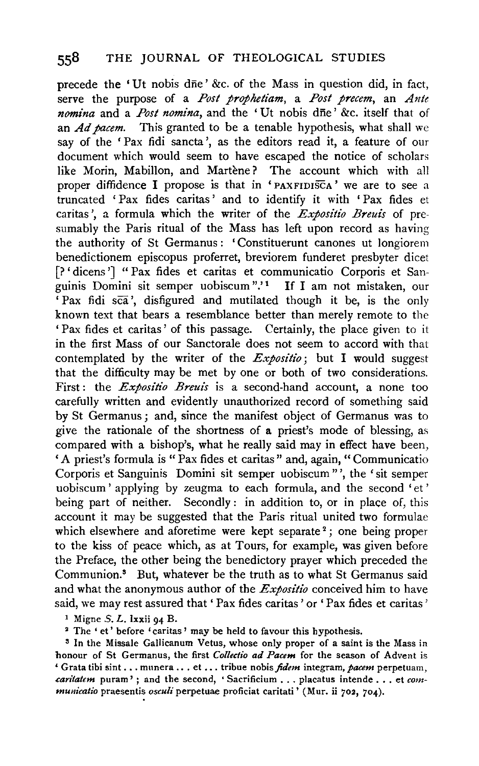precede the 'Ut nobis dñe' &c. of the Mass in question did, in fact, serve the purpose of a *Post prophetiam*, a *Post precem*, an *Ante nomina* and a *Post nomina*, and the 'Ut nobis dñe' &c. itself that of an *Ad pacem*. This granted to be a tenable hypothesis, what shall we say of the 'Pax fidi sancta', as the editors read it, a feature of our document which would seem to have escaped the notice of scholars like Morin, Mabillon, and Martène? The account which with all proper diffidence I propose is that in 'PAXFIDISC̄A' we are to see a truncated 'Pax fides caritas' and to identify it with 'Pax fides et caritas', a formula which the writer of the *Expositio Breuis* of presumably the Paris ritual of the Mass has left upon record as having the authority of St Germanus: 'Constituerunt canones ut longiorem benedictionem episcopus proferret, breviorem funderet presbyter dicet [?'dicens'] "Pax fides et caritas et communicatio Corporis et Sanguinis Domini sit semper uobiscum".'[1] If I am not mistaken, our 'Pax fidi sc̄a', disfigured and mutilated though it be, is the only known text that bears a resemblance better than merely remote to the 'Pax fides et caritas' of this passage. Certainly, the place given to it in the first Mass of our Sanctorale does not seem to accord with that contemplated by the writer of the *Expositio*; but I would suggest that the difficulty may be met by one or both of two considerations. First: the *Expositio Breuis* is a second-hand account, a none too carefully written and evidently unauthorized record of something said by St Germanus; and, since the manifest object of Germanus was to give the rationale of the shortness of a priest's mode of blessing, as compared with a bishop's, what he really said may in effect have been, 'A priest's formula is "Pax fides et caritas" and, again, "Communicatio Corporis et Sanguinis Domini sit semper uobiscum"', the 'sit semper uobiscum' applying by zeugma to each formula, and the second 'et' being part of neither. Secondly: in addition to, or in place of, this account it may be suggested that the Paris ritual united two formulae which elsewhere and aforetime were kept separate[2]; one being proper to the kiss of peace which, as at Tours, for example, was given before the Preface, the other being the benedictory prayer which preceded the Communion.[3] But, whatever be the truth as to what St Germanus said and what the anonymous author of the *Expositio* conceived him to have said, we may rest assured that 'Pax fides caritas' or 'Pax fides et caritas'

[1] Migne *S. L.* lxxii 94 B.

[2] The 'et' before 'caritas' may be held to favour this hypothesis.

[3] In the Missale Gallicanum Vetus, whose only proper of a saint is the Mass in honour of St Germanus, the first *Collectio ad Pacem* for the season of Advent is 'Grata tibi sint . . . munera . . . et . . . tribue nobis *fidem* integram, *pacem* perpetuam, *caritatem* puram'; and the second, 'Sacrificium . . . placatus intende . . . et *communicatio* praesentis *osculi* perpetuae proficiat caritati' (Mur. ii 702, 704).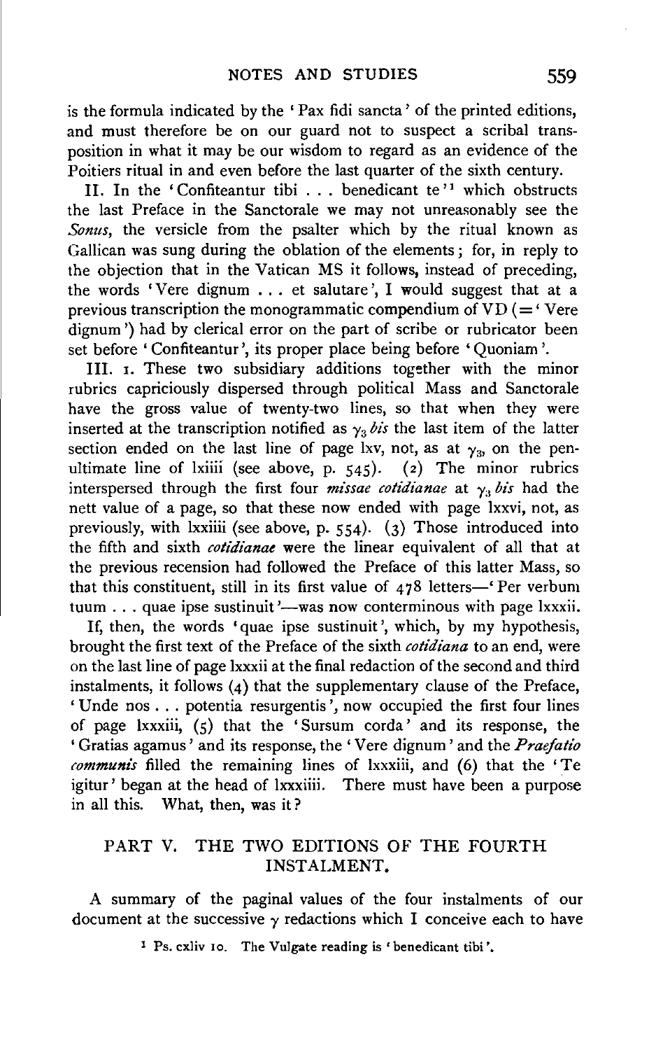is the formula indicated by the 'Pax fidi sancta' of the printed editions, and must therefore be on our guard not to suspect a scribal transposition in what it may be our wisdom to regard as an evidence of the Poitiers ritual in and even before the last quarter of the sixth century.

II. In the 'Confiteantur tibi . . . benedicant te'[1] which obstructs the last Preface in the Sanctorale we may not unreasonably see the *Sonus*, the versicle from the psalter which by the ritual known as Gallican was sung during the oblation of the elements; for, in reply to the objection that in the Vatican MS it follows, instead of preceding, the words 'Vere dignum . . . et salutare', I would suggest that at a previous transcription the monogrammatic compendium of VD (= 'Vere dignum') had by clerical error on the part of scribe or rubricator been set before 'Confiteantur', its proper place being before 'Quoniam'.

III. 1. These two subsidiary additions together with the minor rubrics capriciously dispersed through political Mass and Sanctorale have the gross value of twenty-two lines, so that when they were inserted at the transcription notified as $\gamma_3$ *bis* the last item of the latter section ended on the last line of page lxv, not, as at $\gamma_3$, on the penultimate line of lxiiii (see above, p. 545). (2) The minor rubrics interspersed through the first four *missae cotidianae* at $\gamma_3$ *bis* had the nett value of a page, so that these now ended with page lxxvi, not, as previously, with lxxiiii (see above, p. 554). (3) Those introduced into the fifth and sixth *cotidianae* were the linear equivalent of all that at the previous recension had followed the Preface of this latter Mass, so that this constituent, still in its first value of 478 letters—'Per verbum tuum . . . quae ipse sustinuit'—was now conterminous with page lxxxii.

If, then, the words 'quae ipse sustinuit', which, by my hypothesis, brought the first text of the Preface of the sixth *cotidiana* to an end, were on the last line of page lxxxii at the final redaction of the second and third instalments, it follows (4) that the supplementary clause of the Preface, 'Unde nos . . . potentia resurgentis', now occupied the first four lines of page lxxxiii, (5) that the 'Sursum corda' and its response, the 'Gratias agamus' and its response, the 'Vere dignum' and the *Praefatio communis* filled the remaining lines of lxxxiii, and (6) that the 'Te igitur' began at the head of lxxxiiii. There must have been a purpose in all this. What, then, was it?

## PART V. THE TWO EDITIONS OF THE FOURTH INSTALMENT.

A summary of the paginal values of the four instalments of our document at the successive $\gamma$ redactions which I conceive each to have

[1] Ps. cxliv 10. The Vulgate reading is 'benedicant tibi'.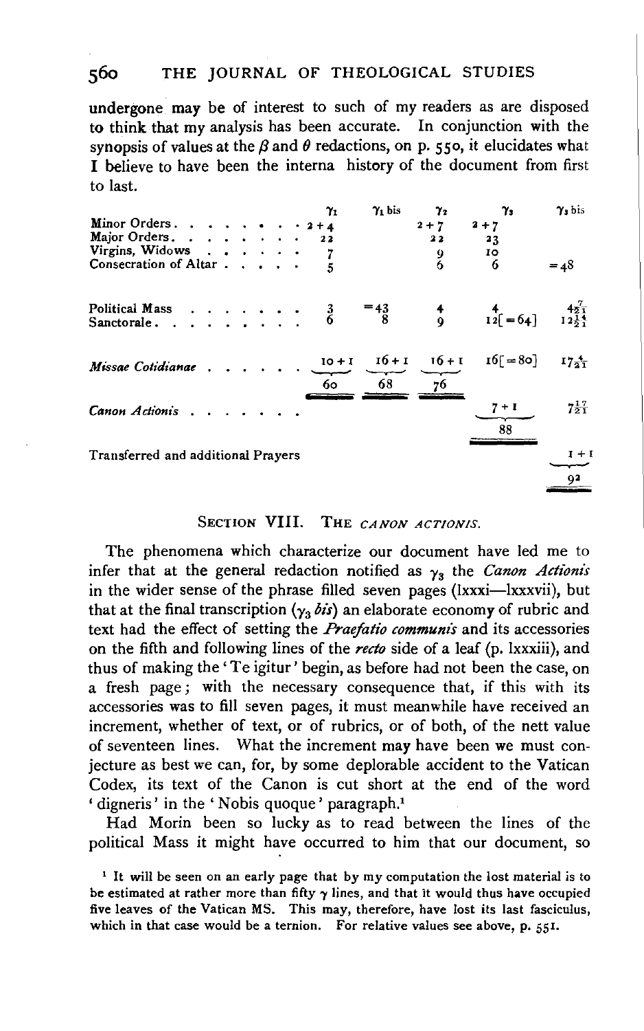undergone may be of interest to such of my readers as are disposed to think that my analysis has been accurate. In conjunction with the synopsis of values at the $\beta$ and $\theta$ redactions, on p. 550, it elucidates what I believe to have been the interna history of the document from first to last.

| | $\gamma_1$ | $\gamma_1$ bis | $\gamma_2$ | $\gamma_3$ | $\gamma_3$ bis |
|---|---|---|---|---|---|
| Minor Orders | 2 + 4 | | 2 + 7 | 2 + 7 | |
| Major Orders | 22 | | 22 | 23 | |
| Virgins, Widows | 7 | | 9 | 10 | |
| Consecration of Altar | 5 | | 6 | 6 | = 48 |
| Political Mass | 3 | = 43 | 4 | 4 | $4\frac{7}{21}$ |
| Sanctorale | 6 | 8 | 9 | 12[= 64] | $12\frac{14}{21}$ |
| *Missae Cotidianae* | 10 + 1 | 16 + 1 | 16 + 1 | 16[= 80] | $17\frac{4}{21}$ |
| | 60 | 68 | 76 | | |
| *Canon Actionis* | | | | 7 + 1 | $7\frac{17}{21}$ |
| | | | | 88 | |
| Transferred and additional Prayers | | | | | 1 + 1 |
| | | | | | 92 |

## SECTION VIII. THE *CANON ACTIONIS*.

The phenomena which characterize our document have led me to infer that at the general redaction notified as $\gamma_3$ the *Canon Actionis* in the wider sense of the phrase filled seven pages (lxxi—lxxxvii), but that at the final transcription ($\gamma_3$ *bis*) an elaborate economy of rubric and text had the effect of setting the *Praefatio communis* and its accessories on the fifth and following lines of the *recto* side of a leaf (p. lxxxiii), and thus of making the 'Te igitur' begin, as before had not been the case, on a fresh page; with the necessary consequence that, if this with its accessories was to fill seven pages, it must meanwhile have received an increment, whether of text, or of rubrics, or of both, of the nett value of seventeen lines. What the increment may have been we must conjecture as best we can, for, by some deplorable accident to the Vatican Codex, its text of the Canon is cut short at the end of the word 'digneris' in the 'Nobis quoque' paragraph.[1]

Had Morin been so lucky as to read between the lines of the political Mass it might have occurred to him that our document, so

[1] It will be seen on an early page that by my computation the lost material is to be estimated at rather more than fifty $\gamma$ lines, and that it would thus have occupied five leaves of the Vatican MS. This may, therefore, have lost its last fasciculus, which in that case would be a ternion. For relative values see above, p. 551.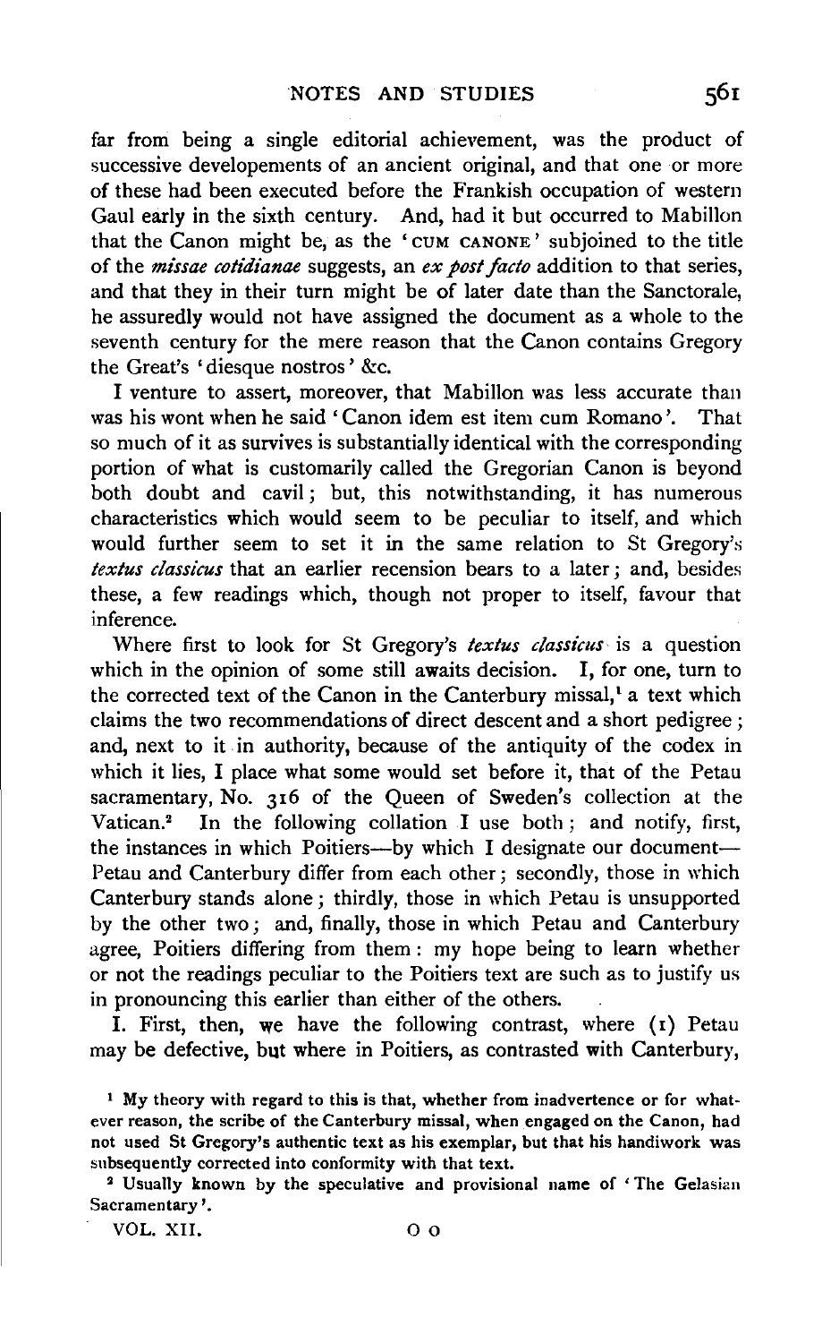far from being a single editorial achievement, was the product of successive developements of an ancient original, and that one or more of these had been executed before the Frankish occupation of western Gaul early in the sixth century. And, had it but occurred to Mabillon that the Canon might be, as the 'CUM CANONE' subjoined to the title of the *missae cotidianae* suggests, an *ex post facto* addition to that series, and that they in their turn might be of later date than the Sanctorale, he assuredly would not have assigned the document as a whole to the seventh century for the mere reason that the Canon contains Gregory the Great's 'diesque nostros' &c.

I venture to assert, moreover, that Mabillon was less accurate than was his wont when he said 'Canon idem est item cum Romano'. That so much of it as survives is substantially identical with the corresponding portion of what is customarily called the Gregorian Canon is beyond both doubt and cavil; but, this notwithstanding, it has numerous characteristics which would seem to be peculiar to itself, and which would further seem to set it in the same relation to St Gregory's *textus classicus* that an earlier recension bears to a later; and, besides these, a few readings which, though not proper to itself, favour that inference.

Where first to look for St Gregory's *textus classicus* is a question which in the opinion of some still awaits decision. I, for one, turn to the corrected text of the Canon in the Canterbury missal,[1] a text which claims the two recommendations of direct descent and a short pedigree; and, next to it in authority, because of the antiquity of the codex in which it lies, I place what some would set before it, that of the Petau sacramentary, No. 316 of the Queen of Sweden's collection at the Vatican.[2] In the following collation I use both; and notify, first, the instances in which Poitiers—by which I designate our document—Petau and Canterbury differ from each other; secondly, those in which Canterbury stands alone; thirdly, those in which Petau is unsupported by the other two; and, finally, those in which Petau and Canterbury agree, Poitiers differing from them: my hope being to learn whether or not the readings peculiar to the Poitiers text are such as to justify us in pronouncing this earlier than either of the others.

I. First, then, we have the following contrast, where (1) Petau may be defective, but where in Poitiers, as contrasted with Canterbury,

[1] My theory with regard to this is that, whether from inadvertence or for whatever reason, the scribe of the Canterbury missal, when engaged on the Canon, had not used St Gregory's authentic text as his exemplar, but that his handiwork was subsequently corrected into conformity with that text.

[2] Usually known by the speculative and provisional name of 'The Gelasian Sacramentary'.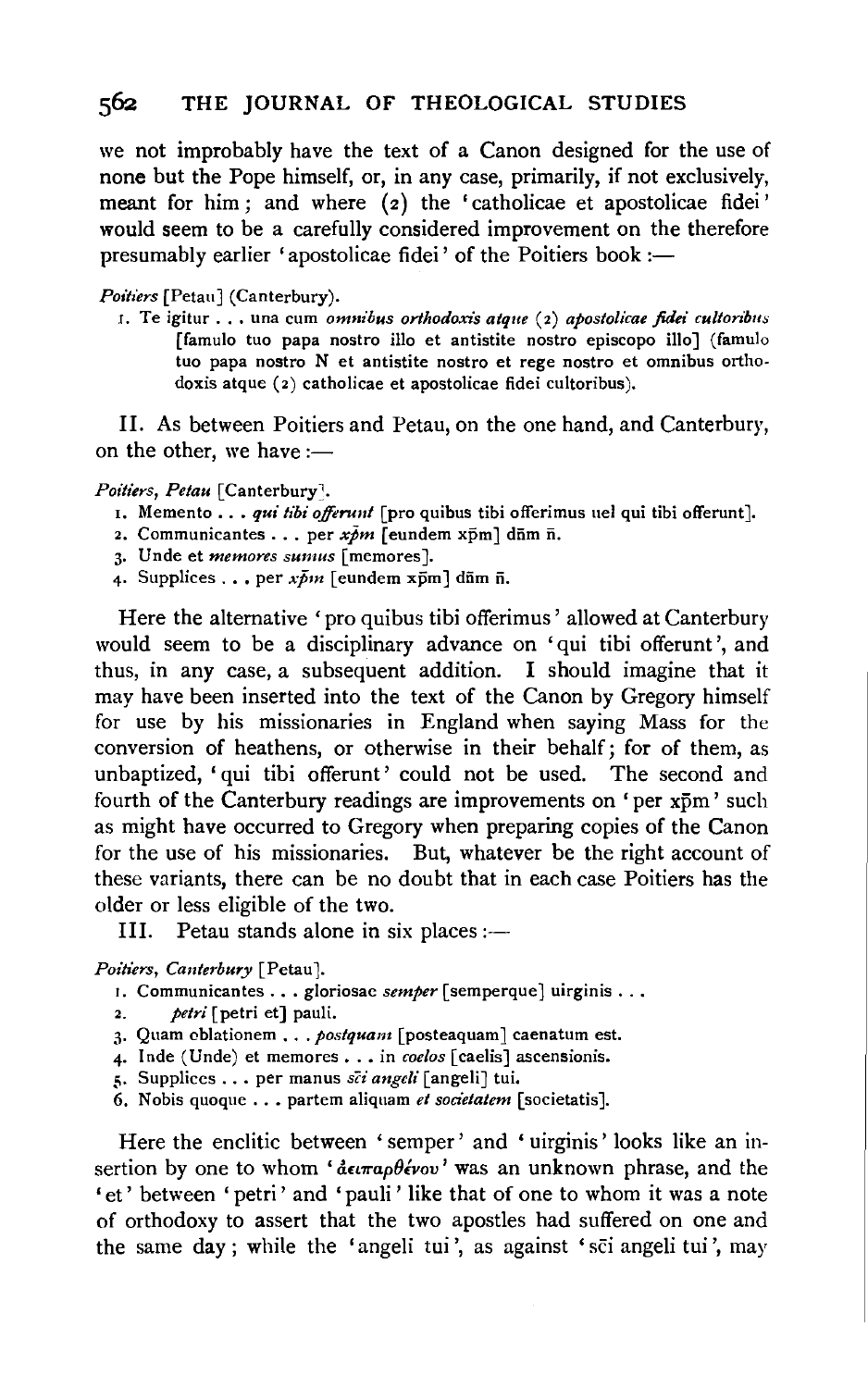we not improbably have the text of a Canon designed for the use of none but the Pope himself, or, in any case, primarily, if not exclusively, meant for him; and where (2) the 'catholicae et apostolicae fidei' would seem to be a carefully considered improvement on the therefore presumably earlier 'apostolicae fidei' of the Poitiers book:—

*Poitiers* [Petau] (Canterbury).

1. Te igitur . . . una cum *omnibus orthodoxis atque* (2) *apostolicae fidei cultoribus* [famulo tuo papa nostro illo et antistite nostro episcopo illo] (famulo tuo papa nostro N et antistite nostro et rege nostro et omnibus orthodoxis atque (2) catholicae et apostolicae fidei cultoribus).

II. As between Poitiers and Petau, on the one hand, and Canterbury, on the other, we have:—

*Poitiers, Petau* [Canterbury].

1. Memento . . . *qui tibi offerunt* [pro quibus tibi offerimus uel qui tibi offerunt].
2. Communicantes . . . per *xp̄m* [eundem xp̄m] dn̄m n̄.
3. Unde et *memores sumus* [memores].
4. Supplices . . . per *xp̄m* [eundem xp̄m] dn̄m n̄.

Here the alternative 'pro quibus tibi offerimus' allowed at Canterbury would seem to be a disciplinary advance on 'qui tibi offerunt', and thus, in any case, a subsequent addition. I should imagine that it may have been inserted into the text of the Canon by Gregory himself for use by his missionaries in England when saying Mass for the conversion of heathens, or otherwise in their behalf; for of them, as unbaptized, 'qui tibi offerunt' could not be used. The second and fourth of the Canterbury readings are improvements on 'per xp̄m' such as might have occurred to Gregory when preparing copies of the Canon for the use of his missionaries. But, whatever be the right account of these variants, there can be no doubt that in each case Poitiers has the older or less eligible of the two.

III. Petau stands alone in six places:—

*Poitiers, Canterbury* [Petau].

1. Communicantes . . . gloriosae *semper* [semperque] uirginis . . .
2. *petri* [petri et] pauli.
3. Quam oblationem . . . *postquam* [posteaquam] caenatum est.
4. Inde (Unde) et memores . . . in *coelos* [caelis] ascensionis.
5. Supplices . . . per manus *sc̄i angeli* [angeli] tui.
6. Nobis quoque . . . partem aliquam *et societatem* [societatis].

Here the enclitic between 'semper' and 'uirginis' looks like an insertion by one to whom 'ἀειπαρθένου' was an unknown phrase, and the 'et' between 'petri' and 'pauli' like that of one to whom it was a note of orthodoxy to assert that the two apostles had suffered on one and the same day; while the 'angeli tui', as against 'sc̄i angeli tui', may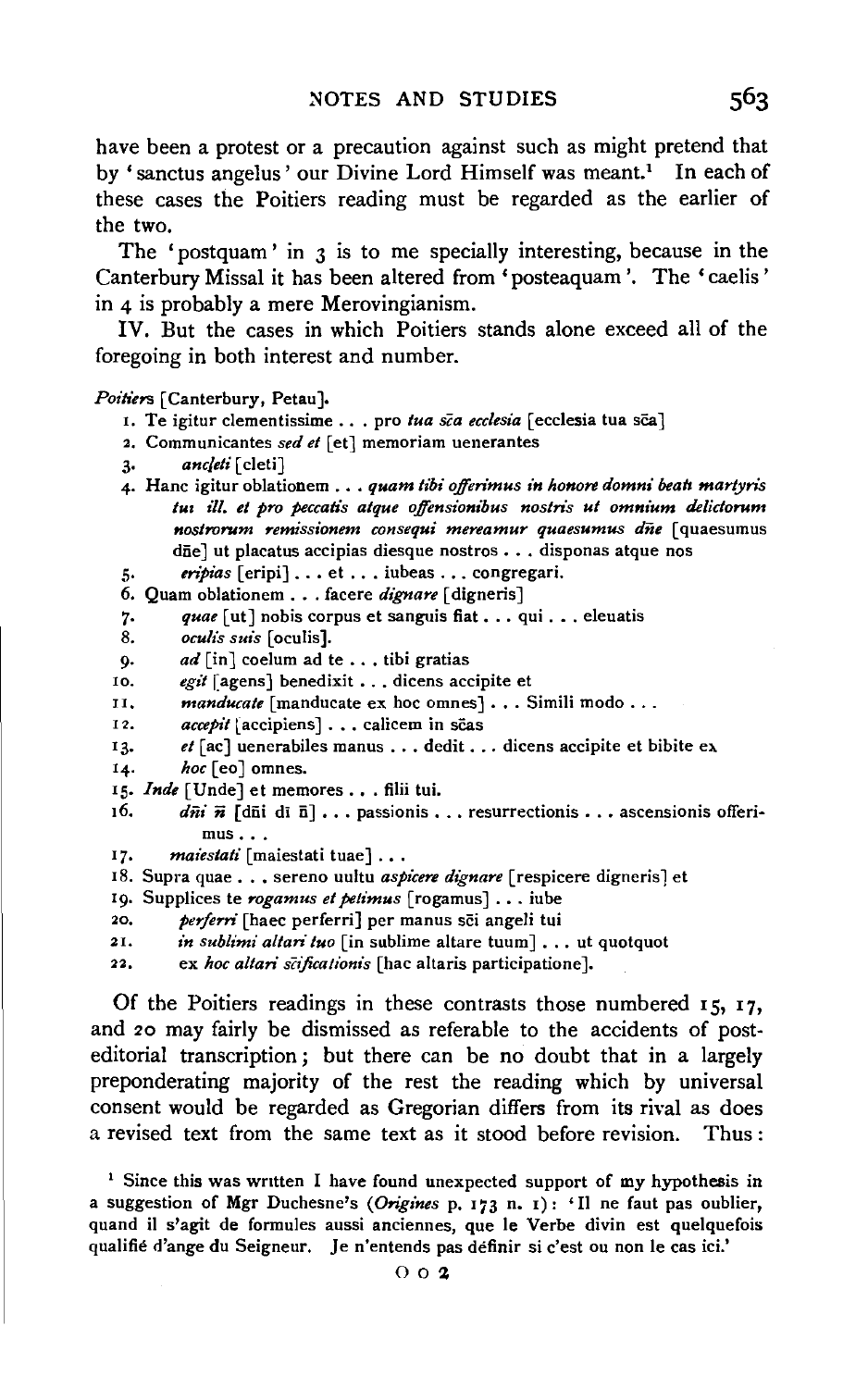have been a protest or a precaution against such as might pretend that by 'sanctus angelus' our Divine Lord Himself was meant.[1] In each of these cases the Poitiers reading must be regarded as the earlier of the two.

The 'postquam' in 3 is to me specially interesting, because in the Canterbury Missal it has been altered from 'posteaquam'. The 'caelis' in 4 is probably a mere Merovingianism.

IV. But the cases in which Poitiers stands alone exceed all of the foregoing in both interest and number.

*Poitiers* [Canterbury, Petau].

1. Te igitur clementissime . . . pro *tua sc̄a ecclesia* [ecclesia tua sc̄a]
2. Communicantes *sed et* [et] memoriam uenerantes
3. *ancleti* [cleti]
4. Hanc igitur oblationem . . . *quam tibi offerimus in honore domni beati martyris tui ill. et pro peccatis atque offensionibus nostris ut omnium delictorum nostrorum remissionem consequi mereamur quaesumus dn̄e* [quaesumus dn̄e] ut placatus accipias diesque nostros . . . disponas atque nos
5. *eripias* [eripi] . . . et . . . iubeas . . . congregari.
6. Quam oblationem . . . facere *dignare* [digneris]
7. *quae* [ut] nobis corpus et sanguis fiat . . . qui . . . eleuatis
8. *oculis suis* [oculis].
9. *ad* [in] coelum ad te . . . tibi gratias
10. *egit* [agens] benedixit . . . dicens accipite et
11. *manducate* [manducate ex hoc omnes] . . . Simili modo . . .
12. *accepit* [accipiens] . . . calicem in sc̄as
13. *et* [ac] uenerabiles manus . . . dedit . . . dicens accipite et bibite ex
14. *hoc* [eo] omnes.
15. *Inde* [Unde] et memores . . . filii tui.
16. *dn̄i n̄* [dn̄i dī n̄] . . . passionis . . . resurrectionis . . . ascensionis offerimus . . .
17. *maiestati* [maiestati tuae] . . .
18. Supra quae . . . sereno uultu *aspicere dignare* [respicere digneris] et
19. Supplices te *rogamus et petimus* [rogamus] . . . iube
20. *perferri* [haec perferri] per manus sc̄i angeli tui
21. *in sublimi altari tuo* [in sublime altare tuum] . . . ut quotquot
22. ex *hoc altari sc̄ificationis* [hac altaris participatione].

Of the Poitiers readings in these contrasts those numbered 15, 17, and 20 may fairly be dismissed as referable to the accidents of post-editorial transcription; but there can be no doubt that in a largely preponderating majority of the rest the reading which by universal consent would be regarded as Gregorian differs from its rival as does a revised text from the same text as it stood before revision. Thus:

[1] Since this was written I have found unexpected support of my hypothesis in a suggestion of Mgr Duchesne's (*Origines* p. 173 n. 1): 'Il ne faut pas oublier, quand il s'agit de formules aussi anciennes, que le Verbe divin est quelquefois qualifié d'ange du Seigneur. Je n'entends pas définir si c'est ou non le cas ici.'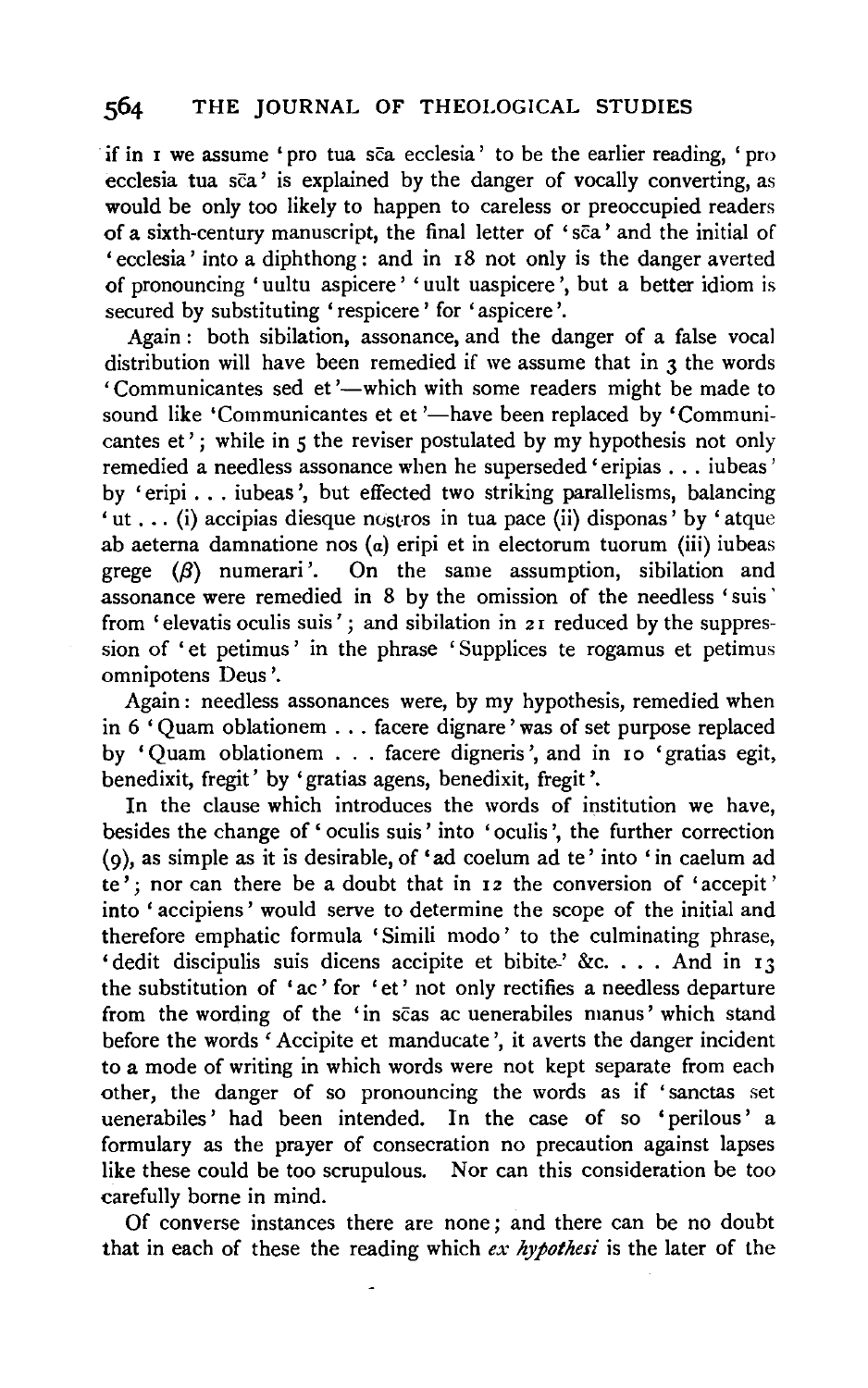if in 1 we assume 'pro tua sc̄a ecclesia' to be the earlier reading, 'pro ecclesia tua sc̄a' is explained by the danger of vocally converting, as would be only too likely to happen to careless or preoccupied readers of a sixth-century manuscript, the final letter of 'sc̄a' and the initial of 'ecclesia' into a diphthong: and in 18 not only is the danger averted of pronouncing 'uultu aspicere' 'uult uaspicere', but a better idiom is secured by substituting 'respicere' for 'aspicere'.

Again: both sibilation, assonance, and the danger of a false vocal distribution will have been remedied if we assume that in 3 the words 'Communicantes sed et'—which with some readers might be made to sound like 'Communicantes et et'—have been replaced by 'Communicantes et'; while in 5 the reviser postulated by my hypothesis not only remedied a needless assonance when he superseded 'eripias . . . iubeas' by 'eripi . . . iubeas', but effected two striking parallelisms, balancing 'ut . . . (i) accipias diesque nostros in tua pace (ii) disponas' by 'atque ab aeterna damnatione nos ($a$) eripi et in electorum tuorum (iii) iubeas grege ($\beta$) numerari'. On the same assumption, sibilation and assonance were remedied in 8 by the omission of the needless 'suis' from 'elevatis oculis suis'; and sibilation in 21 reduced by the suppression of 'et petimus' in the phrase 'Supplices te rogamus et petimus omnipotens Deus'.

Again: needless assonances were, by my hypothesis, remedied when in 6 'Quam oblationem . . . facere dignare' was of set purpose replaced by 'Quam oblationem . . . facere digneris', and in 10 'gratias egit, benedixit, fregit' by 'gratias agens, benedixit, fregit'.

In the clause which introduces the words of institution we have, besides the change of 'oculis suis' into 'oculis', the further correction (9), as simple as it is desirable, of 'ad coelum ad te' into 'in caelum ad te'; nor can there be a doubt that in 12 the conversion of 'accepit' into 'accipiens' would serve to determine the scope of the initial and therefore emphatic formula 'Simili modo' to the culminating phrase, 'dedit discipulis suis dicens accipite et bibite' &c. . . . And in 13 the substitution of 'ac' for 'et' not only rectifies a needless departure from the wording of the 'in sc̄as ac uenerabiles manus' which stand before the words 'Accipite et manducate', it averts the danger incident to a mode of writing in which words were not kept separate from each other, the danger of so pronouncing the words as if 'sanctas set uenerabiles' had been intended. In the case of so 'perilous' a formulary as the prayer of consecration no precaution against lapses like these could be too scrupulous. Nor can this consideration be too carefully borne in mind.

Of converse instances there are none; and there can be no doubt that in each of these the reading which *ex hypothesi* is the later of the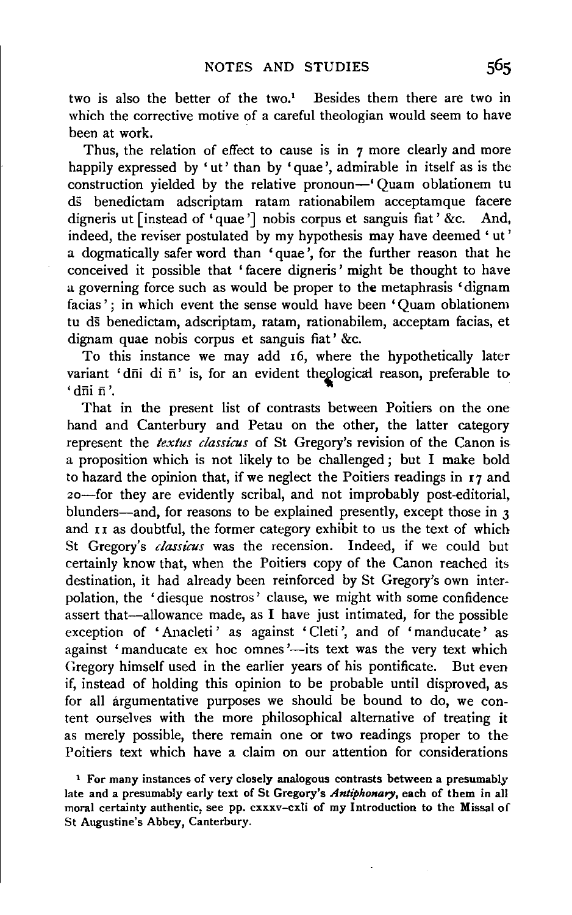two is also the better of the two.[1] Besides them there are two in which the corrective motive of a careful theologian would seem to have been at work.

Thus, the relation of effect to cause is in 7 more clearly and more happily expressed by 'ut' than by 'quae', admirable in itself as is the construction yielded by the relative pronoun—'Quam oblationem tu ds̄ benedictam adscriptam ratam rationabilem acceptamque facere digneris ut [instead of 'quae'] nobis corpus et sanguis fiat' &c. And, indeed, the reviser postulated by my hypothesis may have deemed 'ut' a dogmatically safer word than 'quae', for the further reason that he conceived it possible that 'facere digneris' might be thought to have a governing force such as would be proper to the metaphrasis 'dignam facias'; in which event the sense would have been 'Quam oblationem tu ds̄ benedictam, adscriptam, ratam, rationabilem, acceptam facias, et dignam quae nobis corpus et sanguis fiat' &c.

To this instance we may add 16, where the hypothetically later variant 'dn̄i di n̄' is, for an evident theological reason, preferable to 'dn̄i n̄'.

That in the present list of contrasts between Poitiers on the one hand and Canterbury and Petau on the other, the latter category represent the *textus classicus* of St Gregory's revision of the Canon is a proposition which is not likely to be challenged; but I make bold to hazard the opinion that, if we neglect the Poitiers readings in 17 and 20—for they are evidently scribal, and not improbably post-editorial, blunders—and, for reasons to be explained presently, except those in 3 and 11 as doubtful, the former category exhibit to us the text of which St Gregory's *classicus* was the recension. Indeed, if we could but certainly know that, when the Poitiers copy of the Canon reached its destination, it had already been reinforced by St Gregory's own interpolation, the 'diesque nostros' clause, we might with some confidence assert that—allowance made, as I have just intimated, for the possible exception of 'Anacleti' as against 'Cleti', and of 'manducate' as against 'manducate ex hoc omnes'—its text was the very text which Gregory himself used in the earlier years of his pontificate. But even if, instead of holding this opinion to be probable until disproved, as for all argumentative purposes we should be bound to do, we content ourselves with the more philosophical alternative of treating it as merely possible, there remain one or two readings proper to the Poitiers text which have a claim on our attention for considerations

[1] For many instances of very closely analogous contrasts between a presumably late and a presumably early text of St Gregory's *Antiphonary*, each of them in all moral certainty authentic, see pp. cxxxv–cxli of my Introduction to the Missal of St Augustine's Abbey, Canterbury.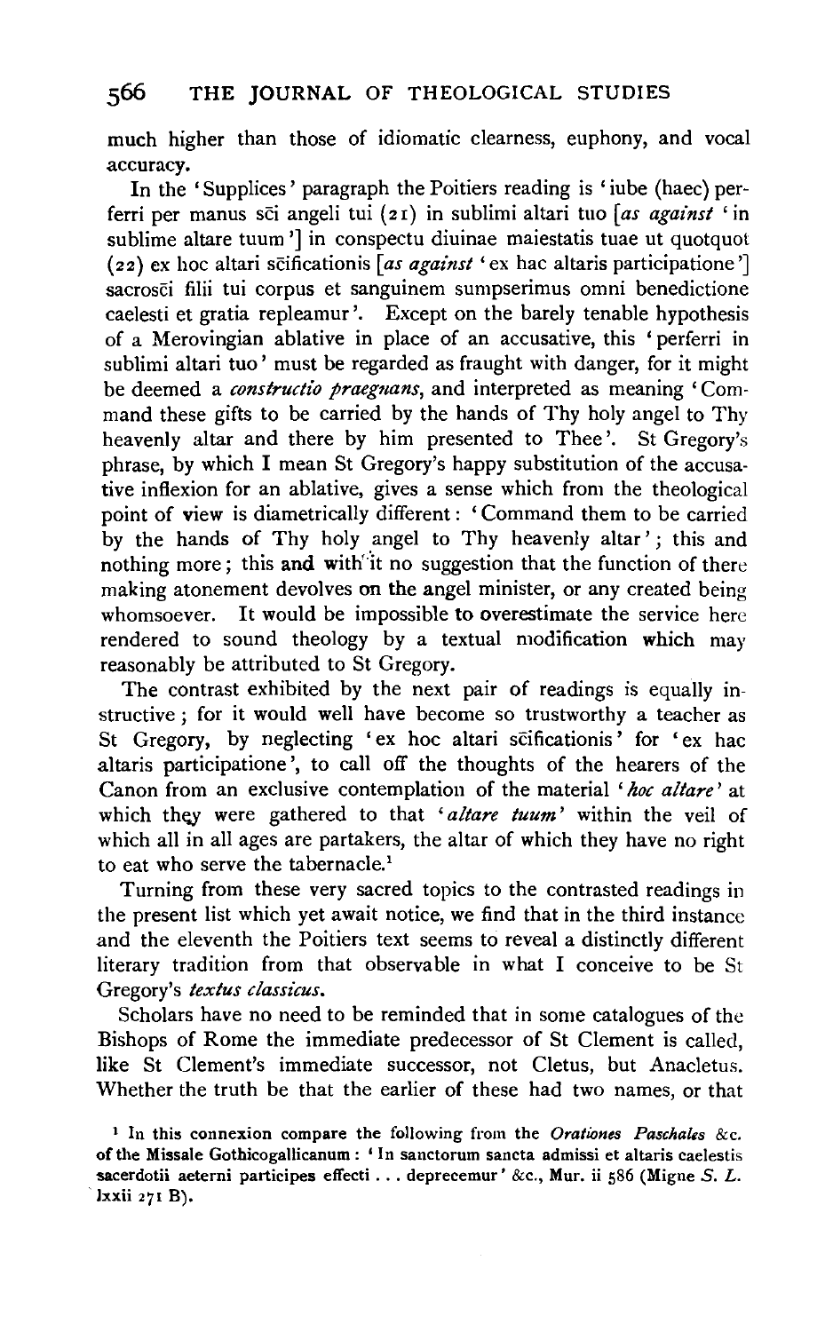much higher than those of idiomatic clearness, euphony, and vocal accuracy.

In the 'Supplices' paragraph the Poitiers reading is 'iube (haec) perferri per manus sc̄i angeli tui (21) in sublimi altari tuo [*as against* 'in sublime altare tuum'] in conspectu diuinae maiestatis tuae ut quotquot (22) ex hoc altari sc̄ificationis [*as against* 'ex hac altaris participatione'] sacrosc̄i filii tui corpus et sanguinem sumpserimus omni benedictione caelesti et gratia repleamur'. Except on the barely tenable hypothesis of a Merovingian ablative in place of an accusative, this 'perferri in sublimi altari tuo' must be regarded as fraught with danger, for it might be deemed a *constructio praegnans*, and interpreted as meaning 'Command these gifts to be carried by the hands of Thy holy angel to Thy heavenly altar and there by him presented to Thee'. St Gregory's phrase, by which I mean St Gregory's happy substitution of the accusative inflexion for an ablative, gives a sense which from the theological point of view is diametrically different: 'Command them to be carried by the hands of Thy holy angel to Thy heavenly altar'; this and nothing more; this and with it no suggestion that the function of there making atonement devolves on the angel minister, or any created being whomsoever. It would be impossible to overestimate the service here rendered to sound theology by a textual modification which may reasonably be attributed to St Gregory.

The contrast exhibited by the next pair of readings is equally instructive; for it would well have become so trustworthy a teacher as St Gregory, by neglecting 'ex hoc altari sc̄ificationis' for 'ex hac altaris participatione', to call off the thoughts of the hearers of the Canon from an exclusive contemplation of the material '*hoc altare*' at which they were gathered to that '*altare tuum*' within the veil of which all in all ages are partakers, the altar of which they have no right to eat who serve the tabernacle.[1]

Turning from these very sacred topics to the contrasted readings in the present list which yet await notice, we find that in the third instance and the eleventh the Poitiers text seems to reveal a distinctly different literary tradition from that observable in what I conceive to be St Gregory's *textus classicus*.

Scholars have no need to be reminded that in some catalogues of the Bishops of Rome the immediate predecessor of St Clement is called, like St Clement's immediate successor, not Cletus, but Anacletus. Whether the truth be that the earlier of these had two names, or that

[1] In this connexion compare the following from the *Orationes Paschales* &c. of the Missale Gothicogallicanum: 'In sanctorum sancta admissi et altaris caelestis sacerdotii aeterni participes effecti . . . deprecemur' &c., Mur. ii 586 (Migne *S. L.* lxxii 271 B).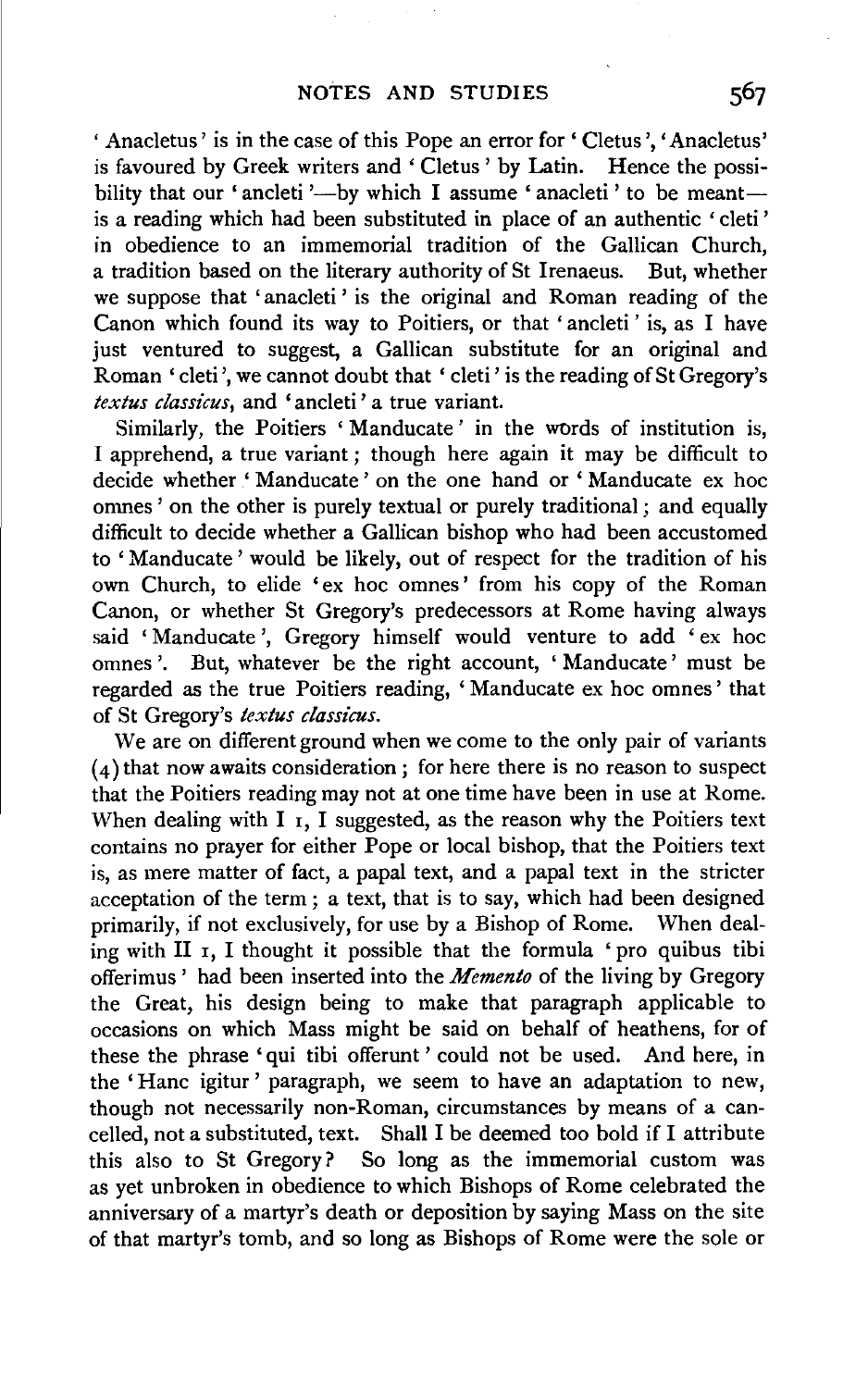'Anacletus' is in the case of this Pope an error for 'Cletus', 'Anacletus' is favoured by Greek writers and 'Cletus' by Latin. Hence the possibility that our 'ancleti'—by which I assume 'anacleti' to be meant—is a reading which had been substituted in place of an authentic 'cleti' in obedience to an immemorial tradition of the Gallican Church, a tradition based on the literary authority of St Irenaeus. But, whether we suppose that 'anacleti' is the original and Roman reading of the Canon which found its way to Poitiers, or that 'ancleti' is, as I have just ventured to suggest, a Gallican substitute for an original and Roman 'cleti', we cannot doubt that 'cleti' is the reading of St Gregory's *textus classicus*, and 'ancleti' a true variant.

Similarly, the Poitiers 'Manducate' in the words of institution is, I apprehend, a true variant; though here again it may be difficult to decide whether 'Manducate' on the one hand or 'Manducate ex hoc omnes' on the other is purely textual or purely traditional; and equally difficult to decide whether a Gallican bishop who had been accustomed to 'Manducate' would be likely, out of respect for the tradition of his own Church, to elide 'ex hoc omnes' from his copy of the Roman Canon, or whether St Gregory's predecessors at Rome having always said 'Manducate', Gregory himself would venture to add 'ex hoc omnes'. But, whatever be the right account, 'Manducate' must be regarded as the true Poitiers reading, 'Manducate ex hoc omnes' that of St Gregory's *textus classicus*.

We are on different ground when we come to the only pair of variants (4) that now awaits consideration; for here there is no reason to suspect that the Poitiers reading may not at one time have been in use at Rome. When dealing with I 1, I suggested, as the reason why the Poitiers text contains no prayer for either Pope or local bishop, that the Poitiers text is, as mere matter of fact, a papal text, and a papal text in the stricter acceptation of the term; a text, that is to say, which had been designed primarily, if not exclusively, for use by a Bishop of Rome. When dealing with II 1, I thought it possible that the formula 'pro quibus tibi offerimus' had been inserted into the *Memento* of the living by Gregory the Great, his design being to make that paragraph applicable to occasions on which Mass might be said on behalf of heathens, for of these the phrase 'qui tibi offerunt' could not be used. And here, in the 'Hanc igitur' paragraph, we seem to have an adaptation to new, though not necessarily non-Roman, circumstances by means of a cancelled, not a substituted, text. Shall I be deemed too bold if I attribute this also to St Gregory? So long as the immemorial custom was as yet unbroken in obedience to which Bishops of Rome celebrated the anniversary of a martyr's death or deposition by saying Mass on the site of that martyr's tomb, and so long as Bishops of Rome were the sole or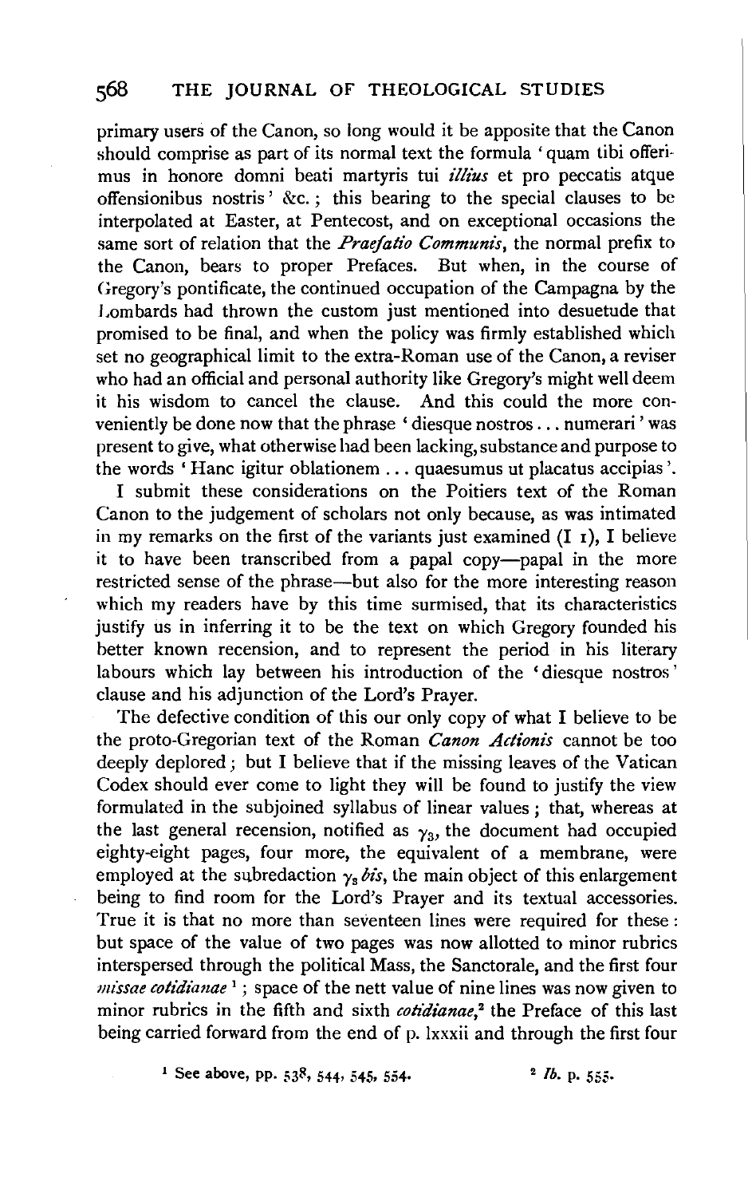primary users of the Canon, so long would it be apposite that the Canon should comprise as part of its normal text the formula 'quam tibi offerimus in honore domni beati martyris tui *illius* et pro peccatis atque offensionibus nostris' &c.; this bearing to the special clauses to be interpolated at Easter, at Pentecost, and on exceptional occasions the same sort of relation that the *Praefatio Communis*, the normal prefix to the Canon, bears to proper Prefaces. But when, in the course of Gregory's pontificate, the continued occupation of the Campagna by the Lombards had thrown the custom just mentioned into desuetude that promised to be final, and when the policy was firmly established which set no geographical limit to the extra-Roman use of the Canon, a reviser who had an official and personal authority like Gregory's might well deem it his wisdom to cancel the clause. And this could the more conveniently be done now that the phrase 'diesque nostros ... numerari' was present to give, what otherwise had been lacking, substance and purpose to the words 'Hanc igitur oblationem ... quaesumus ut placatus accipias'.

I submit these considerations on the Poitiers text of the Roman Canon to the judgement of scholars not only because, as was intimated in my remarks on the first of the variants just examined (I 1), I believe it to have been transcribed from a papal copy—papal in the more restricted sense of the phrase—but also for the more interesting reason which my readers have by this time surmised, that its characteristics justify us in inferring it to be the text on which Gregory founded his better known recension, and to represent the period in his literary labours which lay between his introduction of the 'diesque nostros' clause and his adjunction of the Lord's Prayer.

The defective condition of this our only copy of what I believe to be the proto-Gregorian text of the Roman *Canon Actionis* cannot be too deeply deplored; but I believe that if the missing leaves of the Vatican Codex should ever come to light they will be found to justify the view formulated in the subjoined syllabus of linear values; that, whereas at the last general recension, notified as $\gamma_3$, the document had occupied eighty-eight pages, four more, the equivalent of a membrane, were employed at the subredaction $\gamma_3$ *bis*, the main object of this enlargement being to find room for the Lord's Prayer and its textual accessories. True it is that no more than seventeen lines were required for these: but space of the value of two pages was now allotted to minor rubrics interspersed through the political Mass, the Sanctorale, and the first four *missae cotidianae*[1]; space of the nett value of nine lines was now given to minor rubrics in the fifth and sixth *cotidianae*,[2] the Preface of this last being carried forward from the end of p. lxxxii and through the first four

[1] See above, pp. 538, 544, 545, 554.  [2] *Ib.* p. 555.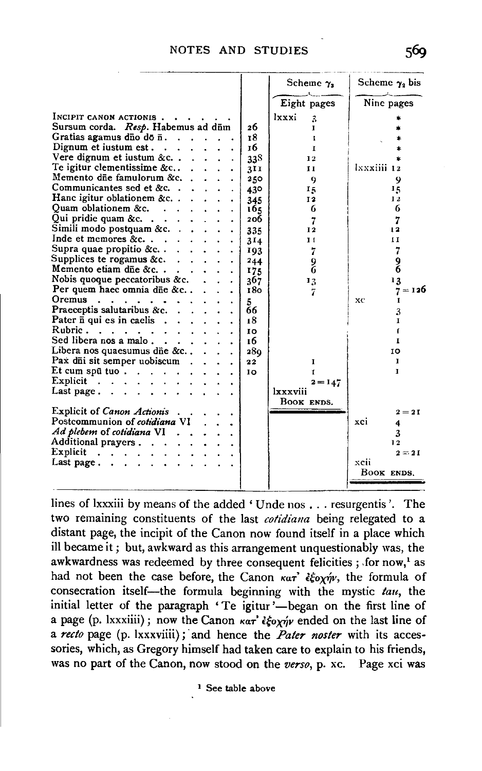| | | Scheme $\gamma_3$ | Scheme $\gamma_2$ bis |
|---|---|---|---|
| | | Eight pages | Nine pages |
| INCIPIT CANON ACTIONIS | | lxxxi 3 | * |
| Sursum corda. *Resp.* Habemus ad dñm | 26 | 1 | * |
| Gratias agamus dño dō ñ. | 18 | 1 | * |
| Dignum et iustum est | 16 | 1 | * |
| Vere dignum et iustum &c. | 338 | 12 | * |
| Te igitur clementissime &c. | 311 | 11 | lxxxiii 12 |
| Memento dñe famulorum &c. | 250 | 9 | 9 |
| Communicantes sed et &c. | 430 | 15 | 15 |
| Hanc igitur oblationem &c. | 345 | 12 | 12 |
| Quam oblationem &c. | 165 | 6 | 6 |
| Qui pridie quam &c. | 206 | 7 | 7 |
| Simili modo postquam &c. | 335 | 12 | 12 |
| Inde et memores &c. | 314 | 11 | 11 |
| Supra quae propitio &c. | 193 | 7 | 7 |
| Supplices te rogamus &c. | 244 | 9 | 9 |
| Memento etiam dñe &c. | 175 | 6 | 6 |
| Nobis quoque peccatoribus &c. | 367 | 13 | 13 |
| Per quem haec omnia dñe &c. | 180 | 7 | 7 = 126 |
| Oremus | 5 | | xc 1 |
| Praeceptis salutaribus &c. | 66 | | 3 |
| Pater ñ qui es in caelis | 18 | | 1 |
| Rubric | 10 | | 1 |
| Sed libera nos a malo | 16 | | 1 |
| Libera nos quaesumus dñe &c. | 289 | | 10 |
| Pax dñi sit semper uobiscum | 22 | 1 | 1 |
| Et cum spū tuo | 10 | 1 | 1 |
| Explicit | | 2 = 147 | |
| Last page | | lxxxviii | |
| | | BOOK ENDS. | |
| Explicit of *Canon Actionis* | | | 2 = 21 |
| Postcommunion of *cotidiana* VI | | | xci 4 |
| *Ad plebem* of *cotidiana* VI | | | 3 |
| Additional prayers | | | 12 |
| Explicit | | | 2 = 21 |
| Last page | | | xcii |
| | | | BOOK ENDS. |

lines of lxxxiii by means of the added 'Unde nos . . . resurgentis'. The two remaining constituents of the last *cotidiana* being relegated to a distant page, the incipit of the Canon now found itself in a place which ill became it; but, awkward as this arrangement unquestionably was, the awkwardness was redeemed by three consequent felicities; for now,[1] as had not been the case before, the Canon κατ' ἐξοχήν, the formula of consecration itself—the formula beginning with the mystic *tau*, the initial letter of the paragraph 'Te igitur'—began on the first line of a page (p. lxxxiii); now the Canon κατ' ἐξοχήν ended on the last line of a *recto* page (p. lxxxviii); and hence the *Pater noster* with its accessories, which, as Gregory himself had taken care to explain to his friends, was no part of the Canon, now stood on the *verso*, p. xc. Page xci was

[1] See table above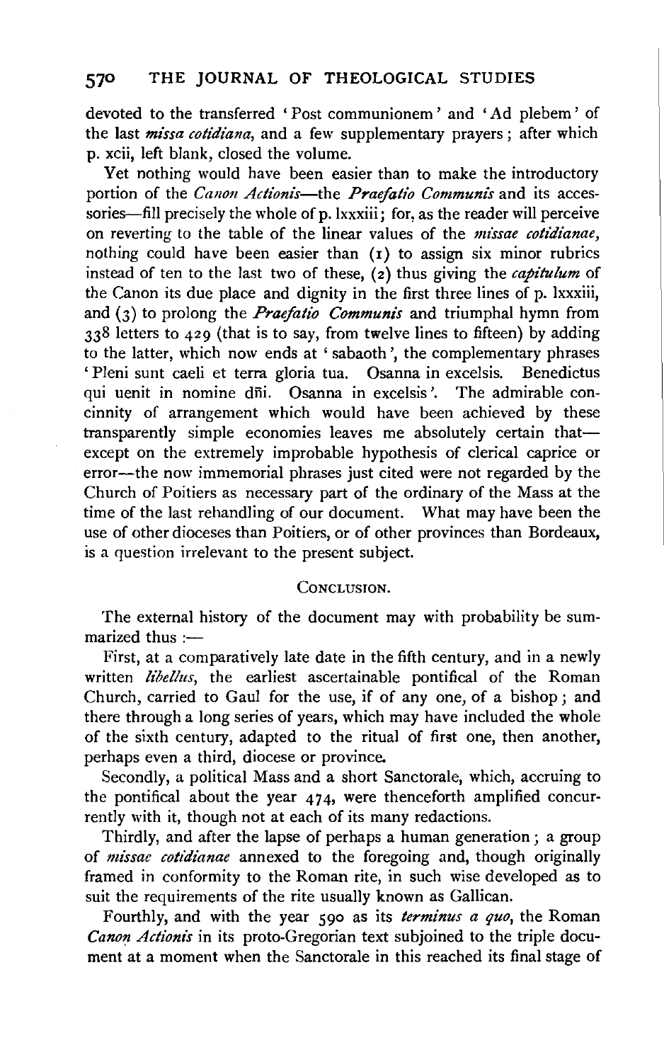devoted to the transferred 'Post communionem' and 'Ad plebem' of the last *missa cotidiana*, and a few supplementary prayers; after which p. xcii, left blank, closed the volume.

Yet nothing would have been easier than to make the introductory portion of the *Canon Actionis*—the *Praefatio Communis* and its accessories—fill precisely the whole of p. lxxxiii; for, as the reader will perceive on reverting to the table of the linear values of the *missae cotidianae*, nothing could have been easier than (1) to assign six minor rubrics instead of ten to the last two of these, (2) thus giving the *capitulum* of the Canon its due place and dignity in the first three lines of p. lxxxiii, and (3) to prolong the *Praefatio Communis* and triumphal hymn from 338 letters to 429 (that is to say, from twelve lines to fifteen) by adding to the latter, which now ends at 'sabaoth', the complementary phrases 'Pleni sunt caeli et terra gloria tua. Osanna in excelsis. Benedictus qui uenit in nomine dñi. Osanna in excelsis'. The admirable concinnity of arrangement which would have been achieved by these transparently simple economies leaves me absolutely certain that—except on the extremely improbable hypothesis of clerical caprice or error—the now immemorial phrases just cited were not regarded by the Church of Poitiers as necessary part of the ordinary of the Mass at the time of the last rehandling of our document. What may have been the use of other dioceses than Poitiers, or of other provinces than Bordeaux, is a question irrelevant to the present subject.

## CONCLUSION.

The external history of the document may with probability be summarized thus :—

First, at a comparatively late date in the fifth century, and in a newly written *libellus*, the earliest ascertainable pontifical of the Roman Church, carried to Gaul for the use, if of any one, of a bishop; and there through a long series of years, which may have included the whole of the sixth century, adapted to the ritual of first one, then another, perhaps even a third, diocese or province.

Secondly, a political Mass and a short Sanctorale, which, accruing to the pontifical about the year 474, were thenceforth amplified concurrently with it, though not at each of its many redactions.

Thirdly, and after the lapse of perhaps a human generation; a group of *missae cotidianae* annexed to the foregoing and, though originally framed in conformity to the Roman rite, in such wise developed as to suit the requirements of the rite usually known as Gallican.

Fourthly, and with the year 590 as its *terminus a quo*, the Roman *Canon Actionis* in its proto-Gregorian text subjoined to the triple document at a moment when the Sanctorale in this reached its final stage of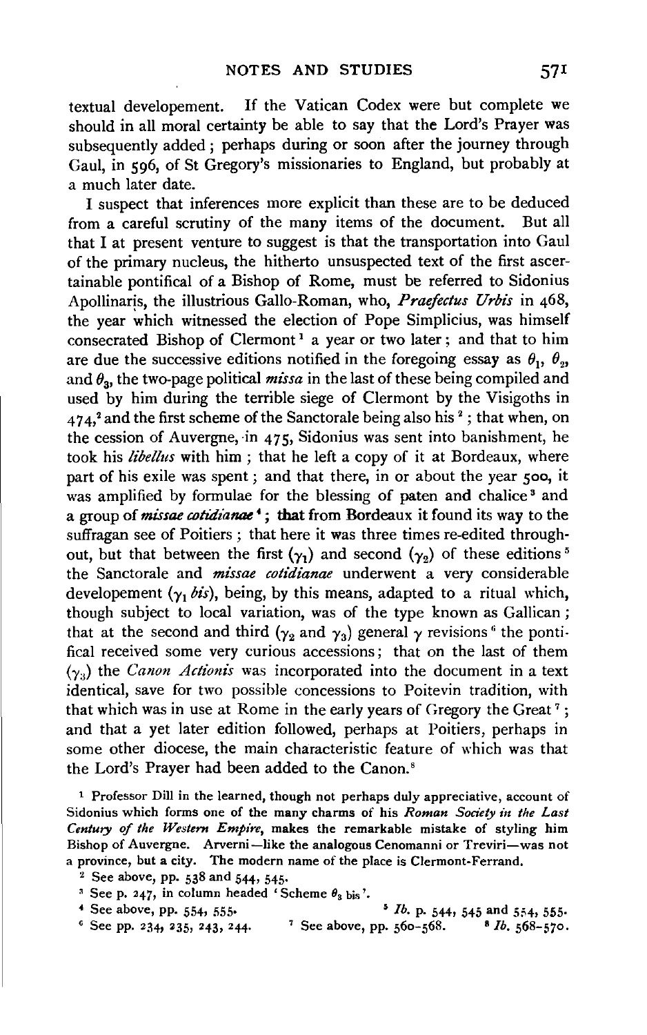textual developement. If the Vatican Codex were but complete we should in all moral certainty be able to say that the Lord's Prayer was subsequently added; perhaps during or soon after the journey through Gaul, in 596, of St Gregory's missionaries to England, but probably at a much later date.

I suspect that inferences more explicit than these are to be deduced from a careful scrutiny of the many items of the document. But all that I at present venture to suggest is that the transportation into Gaul of the primary nucleus, the hitherto unsuspected text of the first ascertainable pontifical of a Bishop of Rome, must be referred to Sidonius Apollinaris, the illustrious Gallo-Roman, who, *Praefectus Urbis* in 468, the year which witnessed the election of Pope Simplicius, was himself consecrated Bishop of Clermont[1] a year or two later; and that to him are due the successive editions notified in the foregoing essay as $\theta_1$, $\theta_2$, and $\theta_3$, the two-page political *missa* in the last of these being compiled and used by him during the terrible siege of Clermont by the Visigoths in 474,[2] and the first scheme of the Sanctorale being also his[2]; that when, on the cession of Auvergne, in 475, Sidonius was sent into banishment, he took his *libellus* with him; that he left a copy of it at Bordeaux, where part of his exile was spent; and that there, in or about the year 500, it was amplified by formulae for the blessing of paten and chalice[3] and a group of *missae cotidianae*[4]; that from Bordeaux it found its way to the suffragan see of Poitiers; that here it was three times re-edited throughout, but that between the first ($\gamma_1$) and second ($\gamma_2$) of these editions[5] the Sanctorale and *missae cotidianae* underwent a very considerable developement ($\gamma_1$ *bis*), being, by this means, adapted to a ritual which, though subject to local variation, was of the type known as Gallican; that at the second and third ($\gamma_2$ and $\gamma_3$) general $\gamma$ revisions[6] the pontifical received some very curious accessions; that on the last of them ($\gamma_3$) the *Canon Actionis* was incorporated into the document in a text identical, save for two possible concessions to Poitevin tradition, with that which was in use at Rome in the early years of Gregory the Great[7]; and that a yet later edition followed, perhaps at Poitiers, perhaps in some other diocese, the main characteristic feature of which was that the Lord's Prayer had been added to the Canon.[8]

[1] Professor Dill in the learned, though not perhaps duly appreciative, account of Sidonius which forms one of the many charms of his *Roman Society in the Last Century of the Western Empire*, makes the remarkable mistake of styling him Bishop of Auvergne. Arverni—like the analogous Cenomanni or Treviri—was not a province, but a city. The modern name of the place is Clermont-Ferrand.

[2] See above, pp. 538 and 544, 545.

[3] See p. 247, in column headed 'Scheme $\theta_3$ bis'.

[4] See above, pp. 554, 555.

[5] *Ib.* p. 544, 545 and 554, 555.

[6] See pp. 234, 235, 243, 244.

[7] See above, pp. 560–568.

[8] *Ib.* 568–570.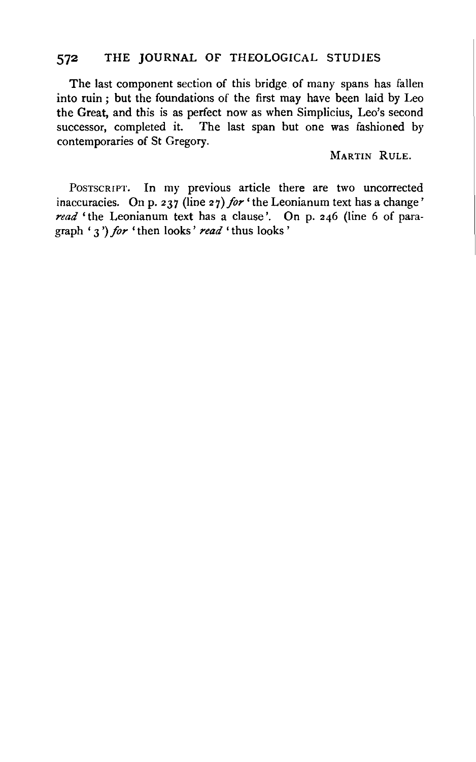The last component section of this bridge of many spans has fallen into ruin; but the foundations of the first may have been laid by Leo the Great, and this is as perfect now as when Simplicius, Leo's second successor, completed it. The last span but one was fashioned by contemporaries of St Gregory.

MARTIN RULE.

POSTSCRIPT. In my previous article there are two uncorrected inaccuracies. On p. 237 (line 27) *for* 'the Leonianum text has a change' *read* 'the Leonianum text has a clause'. On p. 246 (line 6 of paragraph '3') *for* 'then looks' *read* 'thus looks'